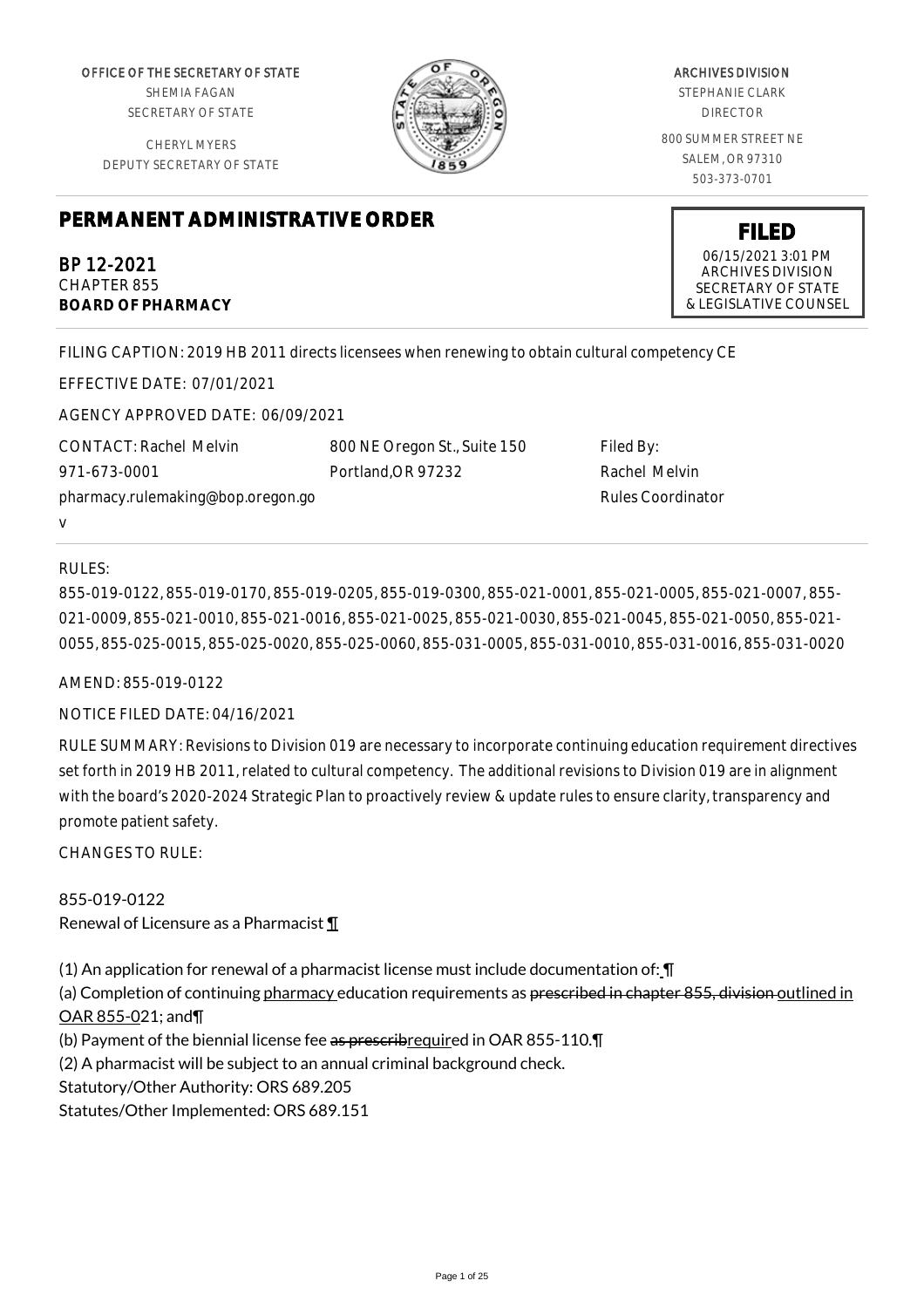OFFICE OF THE SECRETARY OF STATE
SHEMIA FAGAN
SECRETARY OF STATE

CHERYL MYERS
DEPUTY SECRETARY OF STATE

ARCHIVES DIVISION
STEPHANIE CLARK
DIRECTOR

800 SUMMER STREET NE
SALEM, OR 97310
503-373-0701

# PERMANENT ADMINISTRATIVE ORDER

**FILED**
06/15/2021 3:01 PM
ARCHIVES DIVISION
SECRETARY OF STATE
& LEGISLATIVE COUNSEL

BP 12-2021
CHAPTER 855
**BOARD OF PHARMACY**

FILING CAPTION: 2019 HB 2011 directs licensees when renewing to obtain cultural competency CE

EFFECTIVE DATE: 07/01/2021

AGENCY APPROVED DATE: 06/09/2021

CONTACT: Rachel Melvin
971-673-0001
pharmacy.rulemaking@bop.oregon.gov

800 NE Oregon St., Suite 150
Portland,OR 97232

Filed By:
Rachel Melvin
Rules Coordinator

RULES:

855-019-0122, 855-019-0170, 855-019-0205, 855-019-0300, 855-021-0001, 855-021-0005, 855-021-0007, 855-021-0009, 855-021-0010, 855-021-0016, 855-021-0025, 855-021-0030, 855-021-0045, 855-021-0050, 855-021-0055, 855-025-0015, 855-025-0020, 855-025-0060, 855-031-0005, 855-031-0010, 855-031-0016, 855-031-0020

AMEND: 855-019-0122

NOTICE FILED DATE: 04/16/2021

RULE SUMMARY: Revisions to Division 019 are necessary to incorporate continuing education requirement directives set forth in 2019 HB 2011, related to cultural competency. The additional revisions to Division 019 are in alignment with the board's 2020-2024 Strategic Plan to proactively review & update rules to ensure clarity, transparency and promote patient safety.

CHANGES TO RULE:

855-019-0122
Renewal of Licensure as a Pharmacist ¶

(1) An application for renewal of a pharmacist license must include documentation of: ¶
(a) Completion of continuing pharmacy education requirements as ~~prescribed in chapter 855, division~~ outlined in OAR 855-021; and¶
(b) Payment of the biennial license fee ~~as prescrib~~required in OAR 855-110.¶
(2) A pharmacist will be subject to an annual criminal background check.
Statutory/Other Authority: ORS 689.205
Statutes/Other Implemented: ORS 689.151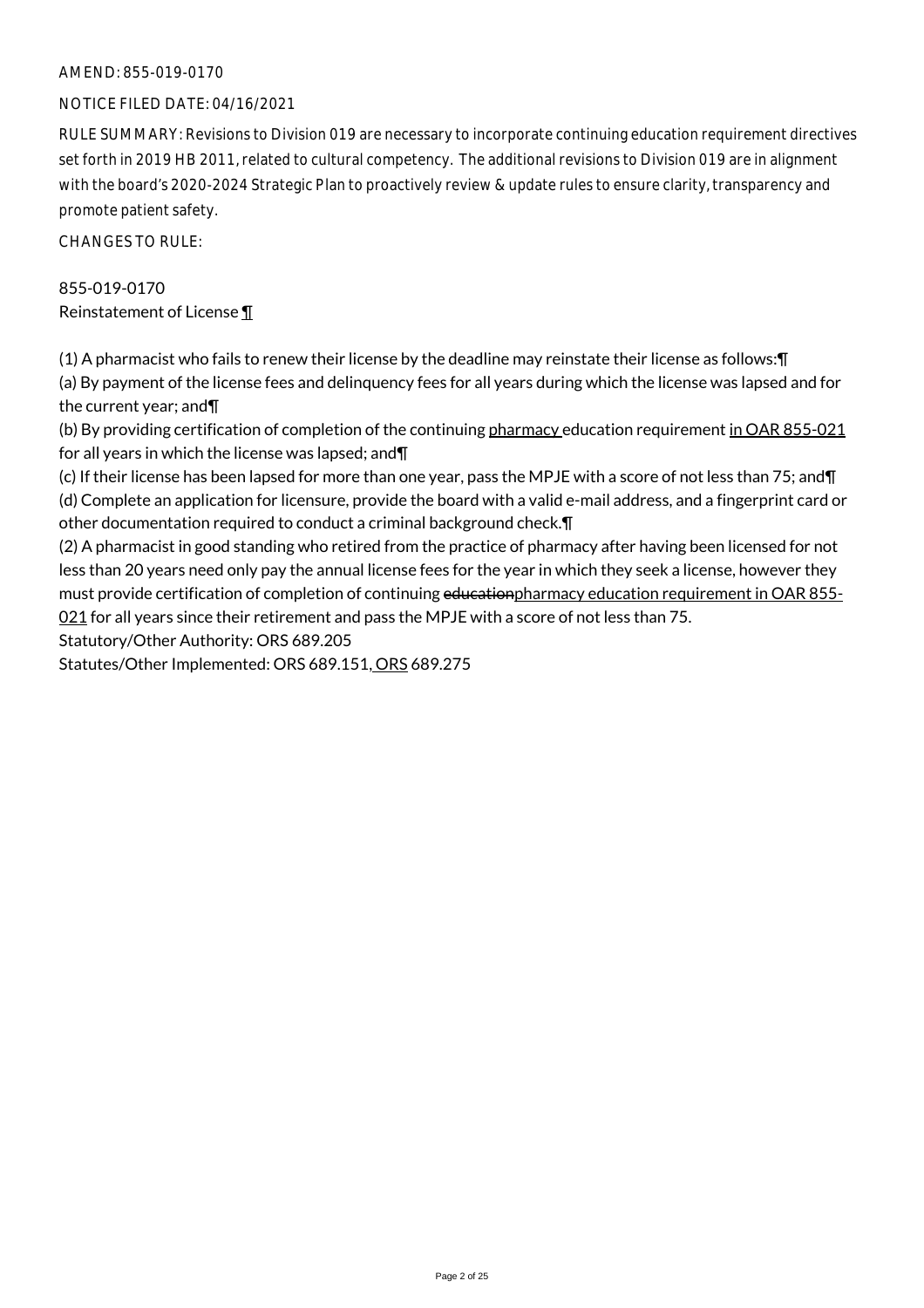AMEND: 855-019-0170

NOTICE FILED DATE: 04/16/2021

RULE SUMMARY: Revisions to Division 019 are necessary to incorporate continuing education requirement directives set forth in 2019 HB 2011, related to cultural competency. The additional revisions to Division 019 are in alignment with the board's 2020-2024 Strategic Plan to proactively review & update rules to ensure clarity, transparency and promote patient safety.

CHANGES TO RULE:

855-019-0170
Reinstatement of License ¶

(1) A pharmacist who fails to renew their license by the deadline may reinstate their license as follows:¶
(a) By payment of the license fees and delinquency fees for all years during which the license was lapsed and for the current year; and¶
(b) By providing certification of completion of the continuing pharmacy education requirement in OAR 855-021 for all years in which the license was lapsed; and¶
(c) If their license has been lapsed for more than one year, pass the MPJE with a score of not less than 75; and¶
(d) Complete an application for licensure, provide the board with a valid e-mail address, and a fingerprint card or other documentation required to conduct a criminal background check.¶
(2) A pharmacist in good standing who retired from the practice of pharmacy after having been licensed for not less than 20 years need only pay the annual license fees for the year in which they seek a license, however they must provide certification of completion of continuing ~~education~~pharmacy education requirement in OAR 855-021 for all years since their retirement and pass the MPJE with a score of not less than 75.
Statutory/Other Authority: ORS 689.205
Statutes/Other Implemented: ORS 689.151, ORS 689.275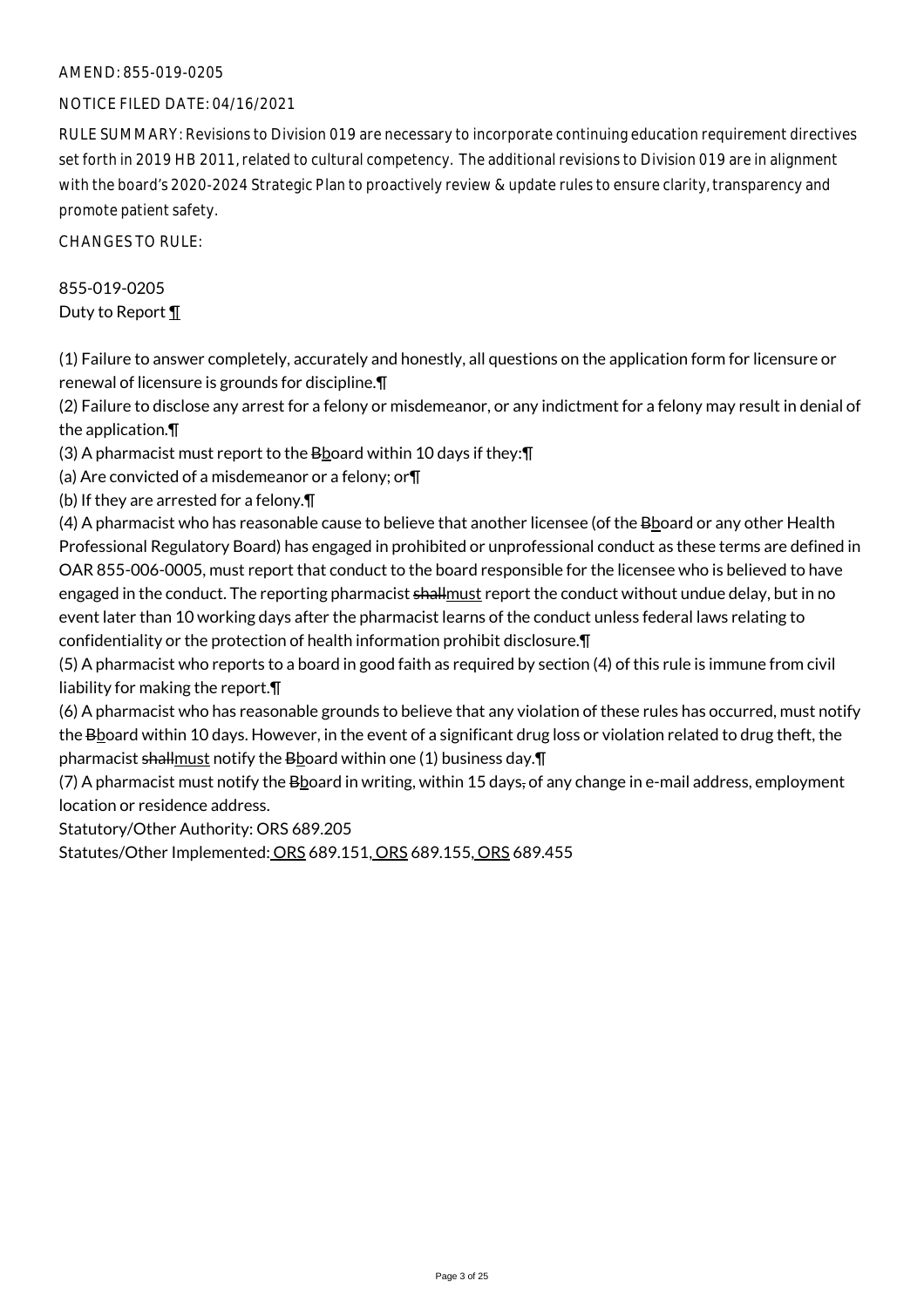AMEND: 855-019-0205

NOTICE FILED DATE: 04/16/2021

RULE SUMMARY: Revisions to Division 019 are necessary to incorporate continuing education requirement directives set forth in 2019 HB 2011, related to cultural competency. The additional revisions to Division 019 are in alignment with the board's 2020-2024 Strategic Plan to proactively review & update rules to ensure clarity, transparency and promote patient safety.

CHANGES TO RULE:

855-019-0205
Duty to Report ¶

(1) Failure to answer completely, accurately and honestly, all questions on the application form for licensure or renewal of licensure is grounds for discipline.¶
(2) Failure to disclose any arrest for a felony or misdemeanor, or any indictment for a felony may result in denial of the application.¶
(3) A pharmacist must report to the ~~B~~board within 10 days if they:¶
(a) Are convicted of a misdemeanor or a felony; or¶
(b) If they are arrested for a felony.¶
(4) A pharmacist who has reasonable cause to believe that another licensee (of the ~~B~~board or any other Health Professional Regulatory Board) has engaged in prohibited or unprofessional conduct as these terms are defined in OAR 855-006-0005, must report that conduct to the board responsible for the licensee who is believed to have engaged in the conduct. The reporting pharmacist ~~shall~~must report the conduct without undue delay, but in no event later than 10 working days after the pharmacist learns of the conduct unless federal laws relating to confidentiality or the protection of health information prohibit disclosure.¶
(5) A pharmacist who reports to a board in good faith as required by section (4) of this rule is immune from civil liability for making the report.¶
(6) A pharmacist who has reasonable grounds to believe that any violation of these rules has occurred, must notify the ~~B~~board within 10 days. However, in the event of a significant drug loss or violation related to drug theft, the pharmacist ~~shall~~must notify the ~~B~~board within one (1) business day.¶
(7) A pharmacist must notify the ~~B~~board in writing, within 15 days~~,~~ of any change in e-mail address, employment location or residence address.
Statutory/Other Authority: ORS 689.205
Statutes/Other Implemented: ORS 689.151, ORS 689.155, ORS 689.455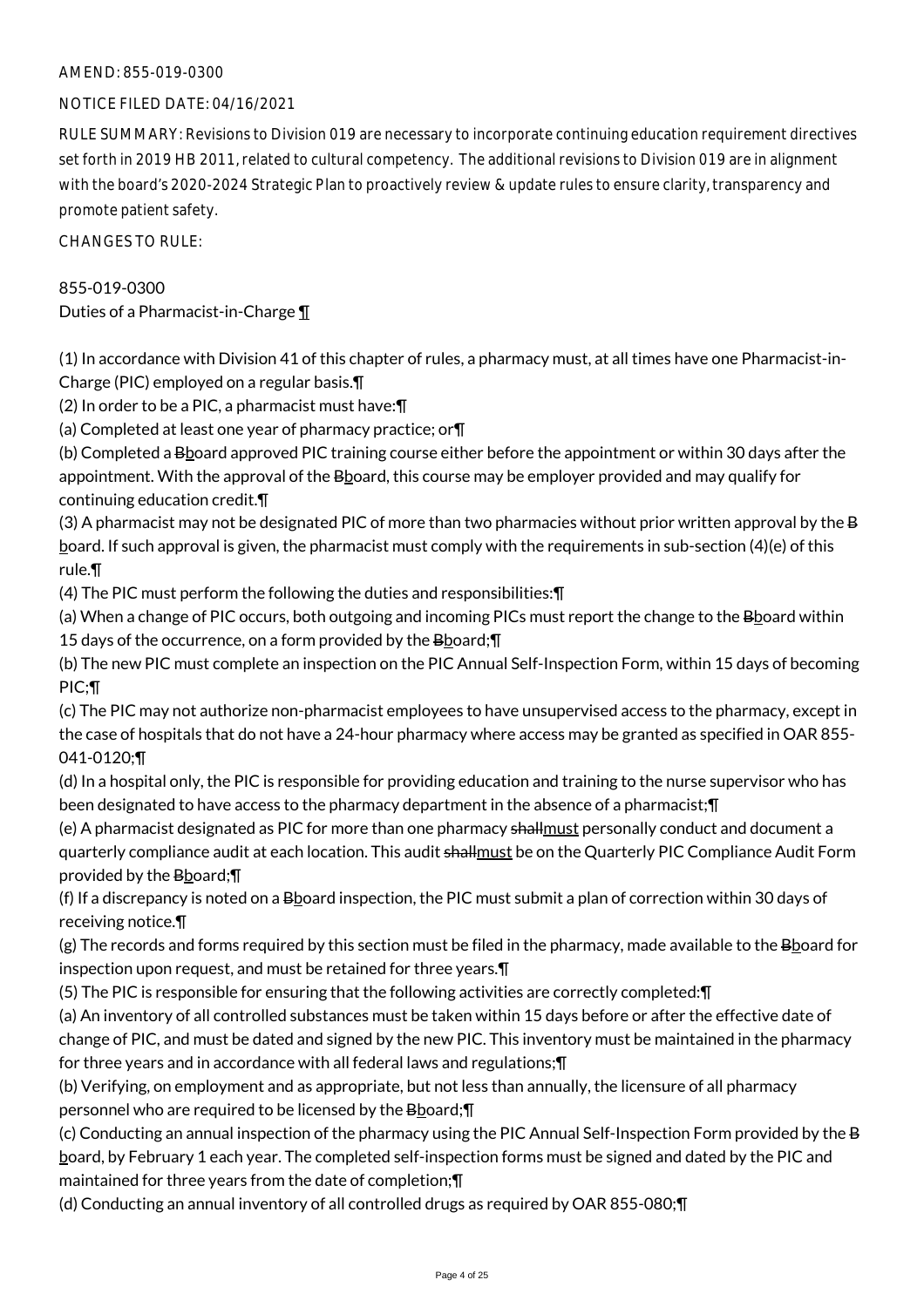AMEND: 855-019-0300

NOTICE FILED DATE: 04/16/2021

RULE SUMMARY: Revisions to Division 019 are necessary to incorporate continuing education requirement directives set forth in 2019 HB 2011, related to cultural competency. The additional revisions to Division 019 are in alignment with the board's 2020-2024 Strategic Plan to proactively review & update rules to ensure clarity, transparency and promote patient safety.

CHANGES TO RULE:

855-019-0300
Duties of a Pharmacist-in-Charge ¶

(1) In accordance with Division 41 of this chapter of rules, a pharmacy must, at all times have one Pharmacist-in-Charge (PIC) employed on a regular basis.¶
(2) In order to be a PIC, a pharmacist must have:¶
(a) Completed at least one year of pharmacy practice; or¶
(b) Completed a ~~B~~board approved PIC training course either before the appointment or within 30 days after the appointment. With the approval of the ~~B~~board, this course may be employer provided and may qualify for continuing education credit.¶
(3) A pharmacist may not be designated PIC of more than two pharmacies without prior written approval by the ~~B~~board. If such approval is given, the pharmacist must comply with the requirements in sub-section (4)(e) of this rule.¶
(4) The PIC must perform the following the duties and responsibilities:¶
(a) When a change of PIC occurs, both outgoing and incoming PICs must report the change to the ~~B~~board within 15 days of the occurrence, on a form provided by the ~~B~~board;¶
(b) The new PIC must complete an inspection on the PIC Annual Self-Inspection Form, within 15 days of becoming PIC;¶
(c) The PIC may not authorize non-pharmacist employees to have unsupervised access to the pharmacy, except in the case of hospitals that do not have a 24-hour pharmacy where access may be granted as specified in OAR 855-041-0120;¶
(d) In a hospital only, the PIC is responsible for providing education and training to the nurse supervisor who has been designated to have access to the pharmacy department in the absence of a pharmacist;¶
(e) A pharmacist designated as PIC for more than one pharmacy ~~shall~~must personally conduct and document a quarterly compliance audit at each location. This audit ~~shall~~must be on the Quarterly PIC Compliance Audit Form provided by the ~~B~~board;¶
(f) If a discrepancy is noted on a ~~B~~board inspection, the PIC must submit a plan of correction within 30 days of receiving notice.¶
(g) The records and forms required by this section must be filed in the pharmacy, made available to the ~~B~~board for inspection upon request, and must be retained for three years.¶
(5) The PIC is responsible for ensuring that the following activities are correctly completed:¶
(a) An inventory of all controlled substances must be taken within 15 days before or after the effective date of change of PIC, and must be dated and signed by the new PIC. This inventory must be maintained in the pharmacy for three years and in accordance with all federal laws and regulations;¶
(b) Verifying, on employment and as appropriate, but not less than annually, the licensure of all pharmacy personnel who are required to be licensed by the ~~B~~board;¶
(c) Conducting an annual inspection of the pharmacy using the PIC Annual Self-Inspection Form provided by the ~~B~~board, by February 1 each year. The completed self-inspection forms must be signed and dated by the PIC and maintained for three years from the date of completion;¶
(d) Conducting an annual inventory of all controlled drugs as required by OAR 855-080;¶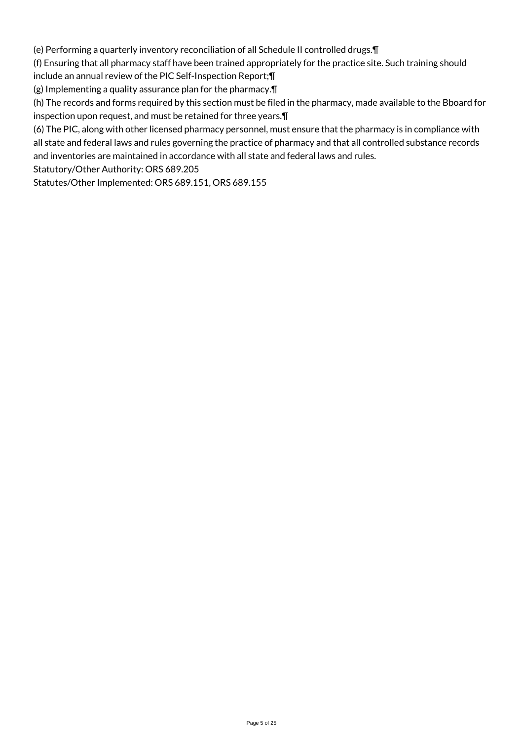(e) Performing a quarterly inventory reconciliation of all Schedule II controlled drugs.¶

(f) Ensuring that all pharmacy staff have been trained appropriately for the practice site. Such training should include an annual review of the PIC Self-Inspection Report;¶

(g) Implementing a quality assurance plan for the pharmacy.¶

(h) The records and forms required by this section must be filed in the pharmacy, made available to the ~~B~~board for inspection upon request, and must be retained for three years.¶

(6) The PIC, along with other licensed pharmacy personnel, must ensure that the pharmacy is in compliance with all state and federal laws and rules governing the practice of pharmacy and that all controlled substance records and inventories are maintained in accordance with all state and federal laws and rules.

Statutory/Other Authority: ORS 689.205

Statutes/Other Implemented: ORS 689.151, ORS 689.155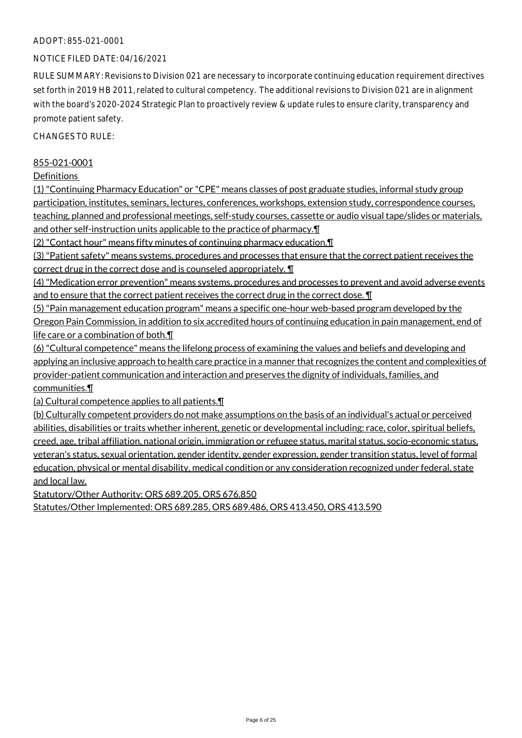ADOPT: 855-021-0001

NOTICE FILED DATE: 04/16/2021

RULE SUMMARY: Revisions to Division 021 are necessary to incorporate continuing education requirement directives set forth in 2019 HB 2011, related to cultural competency. The additional revisions to Division 021 are in alignment with the board's 2020-2024 Strategic Plan to proactively review & update rules to ensure clarity, transparency and promote patient safety.

CHANGES TO RULE:

855-021-0001

Definitions

(1) "Continuing Pharmacy Education" or "CPE" means classes of post graduate studies, informal study group participation, institutes, seminars, lectures, conferences, workshops, extension study, correspondence courses, teaching, planned and professional meetings, self-study courses, cassette or audio visual tape/slides or materials, and other self-instruction units applicable to the practice of pharmacy.¶

(2) "Contact hour" means fifty minutes of continuing pharmacy education.¶

(3) "Patient safety" means systems, procedures and processes that ensure that the correct patient receives the correct drug in the correct dose and is counseled appropriately. ¶

(4) "Medication error prevention" means systems, procedures and processes to prevent and avoid adverse events and to ensure that the correct patient receives the correct drug in the correct dose. ¶

(5) "Pain management education program" means a specific one-hour web-based program developed by the Oregon Pain Commission, in addition to six accredited hours of continuing education in pain management, end of life care or a combination of both.¶

(6) "Cultural competence" means the lifelong process of examining the values and beliefs and developing and applying an inclusive approach to health care practice in a manner that recognizes the content and complexities of provider-patient communication and interaction and preserves the dignity of individuals, families, and communities.¶

(a) Cultural competence applies to all patients.¶

(b) Culturally competent providers do not make assumptions on the basis of an individual's actual or perceived abilities, disabilities or traits whether inherent, genetic or developmental including: race, color, spiritual beliefs, creed, age, tribal affiliation, national origin, immigration or refugee status, marital status, socio-economic status, veteran's status, sexual orientation, gender identity, gender expression, gender transition status, level of formal education, physical or mental disability, medical condition or any consideration recognized under federal, state and local law.

Statutory/Other Authority: ORS 689.205, ORS 676.850

Statutes/Other Implemented: ORS 689.285, ORS 689.486, ORS 413.450, ORS 413.590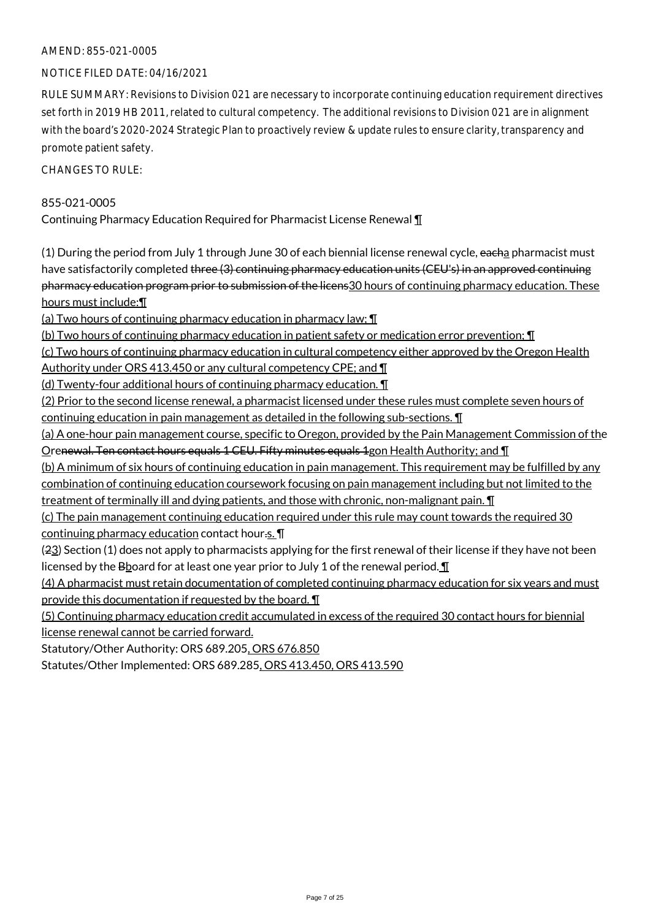AMEND: 855-021-0005

NOTICE FILED DATE: 04/16/2021

RULE SUMMARY: Revisions to Division 021 are necessary to incorporate continuing education requirement directives set forth in 2019 HB 2011, related to cultural competency. The additional revisions to Division 021 are in alignment with the board's 2020-2024 Strategic Plan to proactively review & update rules to ensure clarity, transparency and promote patient safety.

CHANGES TO RULE:

855-021-0005
Continuing Pharmacy Education Required for Pharmacist License Renewal ¶

(1) During the period from July 1 through June 30 of each biennial license renewal cycle, eacha pharmacist must have satisfactorily completed three (3) continuing pharmacy education units (CEU's) in an approved continuing pharmacy education program prior to submission of the licens30 hours of continuing pharmacy education. These hours must include:¶
(a) Two hours of continuing pharmacy education in pharmacy law; ¶
(b) Two hours of continuing pharmacy education in patient safety or medication error prevention; ¶
(c) Two hours of continuing pharmacy education in cultural competency either approved by the Oregon Health Authority under ORS 413.450 or any cultural competency CPE; and ¶
(d) Twenty-four additional hours of continuing pharmacy education. ¶
(2) Prior to the second license renewal, a pharmacist licensed under these rules must complete seven hours of continuing education in pain management as detailed in the following sub-sections. ¶
(a) A one-hour pain management course, specific to Oregon, provided by the Pain Management Commission of the Orenewal. Ten contact hours equals 1 CEU. Fifty minutes equals 1gon Health Authority; and ¶
(b) A minimum of six hours of continuing education in pain management. This requirement may be fulfilled by any combination of continuing education coursework focusing on pain management including but not limited to the treatment of terminally ill and dying patients, and those with chronic, non-malignant pain. ¶
(c) The pain management continuing education required under this rule may count towards the required 30 continuing pharmacy education contact hour.s. ¶
(23) Section (1) does not apply to pharmacists applying for the first renewal of their license if they have not been licensed by the Bboard for at least one year prior to July 1 of the renewal period. ¶
(4) A pharmacist must retain documentation of completed continuing pharmacy education for six years and must provide this documentation if requested by the board. ¶
(5) Continuing pharmacy education credit accumulated in excess of the required 30 contact hours for biennial license renewal cannot be carried forward.

Statutory/Other Authority: ORS 689.205, ORS 676.850
Statutes/Other Implemented: ORS 689.285, ORS 413.450, ORS 413.590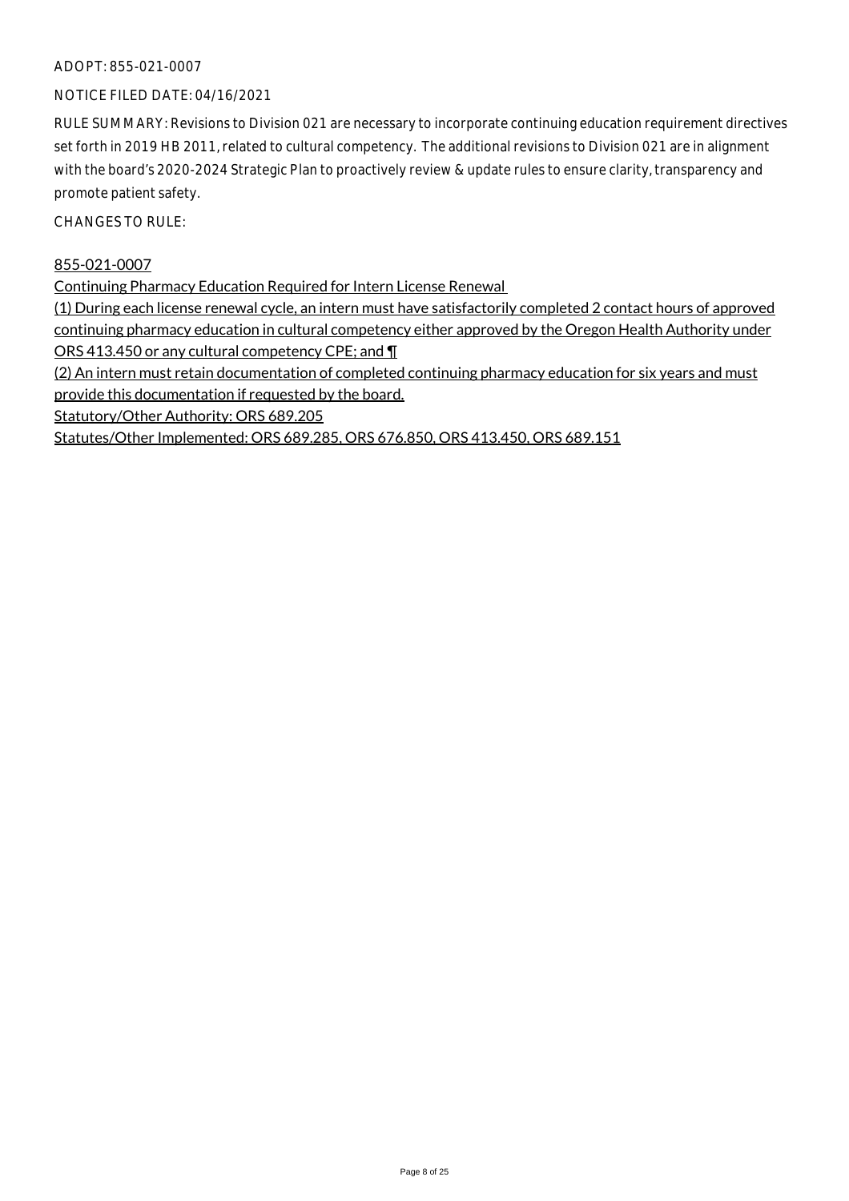ADOPT: 855-021-0007

NOTICE FILED DATE: 04/16/2021

RULE SUMMARY: Revisions to Division 021 are necessary to incorporate continuing education requirement directives set forth in 2019 HB 2011, related to cultural competency. The additional revisions to Division 021 are in alignment with the board's 2020-2024 Strategic Plan to proactively review & update rules to ensure clarity, transparency and promote patient safety.

CHANGES TO RULE:

855-021-0007

Continuing Pharmacy Education Required for Intern License Renewal

(1) During each license renewal cycle, an intern must have satisfactorily completed 2 contact hours of approved continuing pharmacy education in cultural competency either approved by the Oregon Health Authority under ORS 413.450 or any cultural competency CPE; and ¶

(2) An intern must retain documentation of completed continuing pharmacy education for six years and must provide this documentation if requested by the board.

Statutory/Other Authority: ORS 689.205

Statutes/Other Implemented: ORS 689.285, ORS 676.850, ORS 413.450, ORS 689.151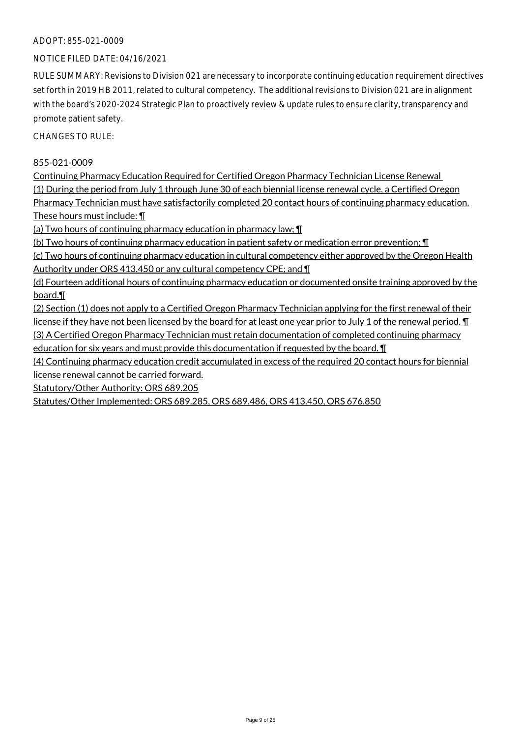ADOPT: 855-021-0009

NOTICE FILED DATE: 04/16/2021

RULE SUMMARY: Revisions to Division 021 are necessary to incorporate continuing education requirement directives set forth in 2019 HB 2011, related to cultural competency. The additional revisions to Division 021 are in alignment with the board's 2020-2024 Strategic Plan to proactively review & update rules to ensure clarity, transparency and promote patient safety.

CHANGES TO RULE:

855-021-0009

Continuing Pharmacy Education Required for Certified Oregon Pharmacy Technician License Renewal

(1) During the period from July 1 through June 30 of each biennial license renewal cycle, a Certified Oregon Pharmacy Technician must have satisfactorily completed 20 contact hours of continuing pharmacy education. These hours must include: ¶

(a) Two hours of continuing pharmacy education in pharmacy law; ¶

(b) Two hours of continuing pharmacy education in patient safety or medication error prevention; ¶

(c) Two hours of continuing pharmacy education in cultural competency either approved by the Oregon Health Authority under ORS 413.450 or any cultural competency CPE; and ¶

(d) Fourteen additional hours of continuing pharmacy education or documented onsite training approved by the board.¶

(2) Section (1) does not apply to a Certified Oregon Pharmacy Technician applying for the first renewal of their license if they have not been licensed by the board for at least one year prior to July 1 of the renewal period. ¶

(3) A Certified Oregon Pharmacy Technician must retain documentation of completed continuing pharmacy education for six years and must provide this documentation if requested by the board. ¶

(4) Continuing pharmacy education credit accumulated in excess of the required 20 contact hours for biennial license renewal cannot be carried forward.

Statutory/Other Authority: ORS 689.205

Statutes/Other Implemented: ORS 689.285, ORS 689.486, ORS 413.450, ORS 676.850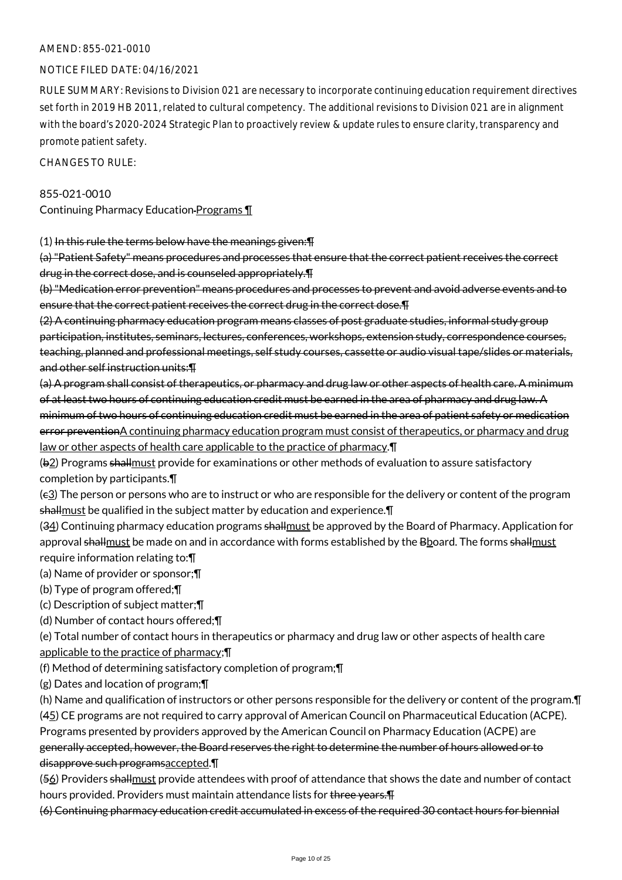AMEND: 855-021-0010

NOTICE FILED DATE: 04/16/2021

RULE SUMMARY: Revisions to Division 021 are necessary to incorporate continuing education requirement directives set forth in 2019 HB 2011, related to cultural competency. The additional revisions to Division 021 are in alignment with the board's 2020-2024 Strategic Plan to proactively review & update rules to ensure clarity, transparency and promote patient safety.

CHANGES TO RULE:

855-021-0010

Continuing Pharmacy Education~~ Programs~~ ¶

(1) ~~In this rule the terms below have the meanings given:¶~~

~~(a) "Patient Safety" means procedures and processes that ensure that the correct patient receives the correct drug in the correct dose, and is counseled appropriately.¶~~

~~(b) "Medication error prevention" means procedures and processes to prevent and avoid adverse events and to ensure that the correct patient receives the correct drug in the correct dose.¶~~

~~(2) A continuing pharmacy education program means classes of post graduate studies, informal study group participation, institutes, seminars, lectures, conferences, workshops, extension study, correspondence courses, teaching, planned and professional meetings, self study courses, cassette or audio visual tape/slides or materials, and other self instruction units:¶~~

~~(a) A program shall consist of therapeutics, or pharmacy and drug law or other aspects of health care. A minimum of at least two hours of continuing education credit must be earned in the area of pharmacy and drug law. A minimum of two hours of continuing education credit must be earned in the area of patient safety or medication error prevention~~<u>A continuing pharmacy education program must consist of therapeutics, or pharmacy and drug law or other aspects of health care applicable to the practice of pharmacy</u>.¶

(~~b~~<u>2</u>) Programs ~~shall~~<u>must</u> provide for examinations or other methods of evaluation to assure satisfactory completion by participants.¶

(~~c~~<u>3</u>) The person or persons who are to instruct or who are responsible for the delivery or content of the program ~~shall~~<u>must</u> be qualified in the subject matter by education and experience.¶

(~~3~~<u>4</u>) Continuing pharmacy education programs ~~shall~~<u>must</u> be approved by the Board of Pharmacy. Application for approval ~~shall~~<u>must</u> be made on and in accordance with forms established by the ~~B~~<u>b</u>oard. The forms ~~shall~~<u>must</u> require information relating to:¶

(a) Name of provider or sponsor;¶

(b) Type of program offered;¶

(c) Description of subject matter;¶

(d) Number of contact hours offered;¶

(e) Total number of contact hours in therapeutics or pharmacy and drug law or other aspects of health care <u>applicable to the practice of pharmacy</u>;¶

(f) Method of determining satisfactory completion of program;¶

(g) Dates and location of program;¶

(h) Name and qualification of instructors or other persons responsible for the delivery or content of the program.¶

(~~4~~<u>5</u>) CE programs are not required to carry approval of American Council on Pharmaceutical Education (ACPE). Programs presented by providers approved by the American Council on Pharmacy Education (ACPE) are ~~generally accepted, however, the Board reserves the right to determine the number of hours allowed or to disapprove such programs~~<u>accepted</u>.¶

(~~5~~<u>6</u>) Providers ~~shall~~<u>must</u> provide attendees with proof of attendance that shows the date and number of contact hours provided. Providers must maintain attendance lists for ~~three years.¶~~

~~(6) Continuing pharmacy education credit accumulated in excess of the required 30 contact hours for biennial~~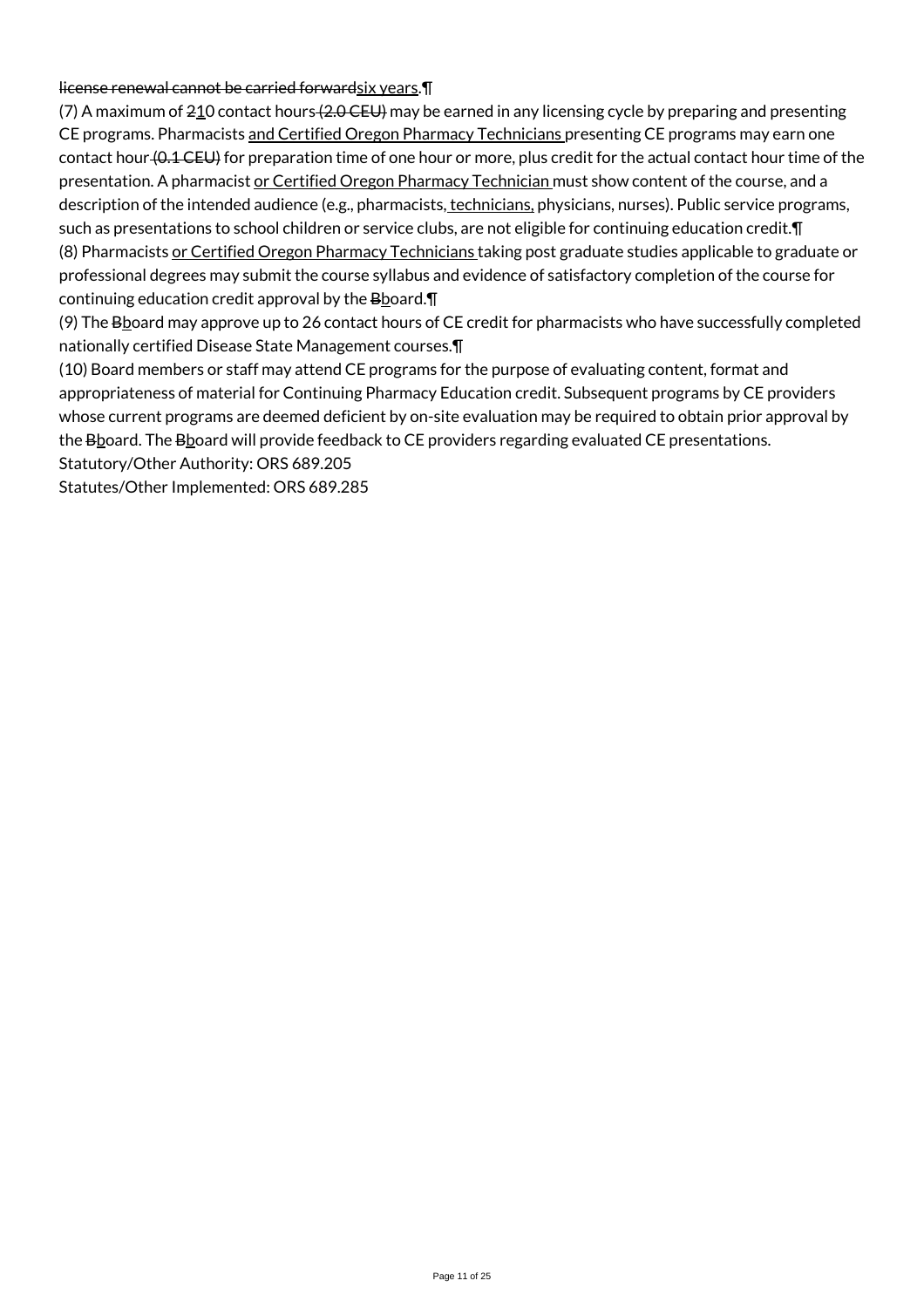~~license renewal cannot be carried forward~~six years.¶

(7) A maximum of ~~2~~10 contact hours ~~(2.0 CEU)~~ may be earned in any licensing cycle by preparing and presenting CE programs. Pharmacists and Certified Oregon Pharmacy Technicians presenting CE programs may earn one contact hour ~~(0.1 CEU)~~ for preparation time of one hour or more, plus credit for the actual contact hour time of the presentation. A pharmacist or Certified Oregon Pharmacy Technician must show content of the course, and a description of the intended audience (e.g., pharmacists, technicians, physicians, nurses). Public service programs, such as presentations to school children or service clubs, are not eligible for continuing education credit.¶

(8) Pharmacists or Certified Oregon Pharmacy Technicians taking post graduate studies applicable to graduate or professional degrees may submit the course syllabus and evidence of satisfactory completion of the course for continuing education credit approval by the ~~B~~board.¶

(9) The ~~B~~board may approve up to 26 contact hours of CE credit for pharmacists who have successfully completed nationally certified Disease State Management courses.¶

(10) Board members or staff may attend CE programs for the purpose of evaluating content, format and appropriateness of material for Continuing Pharmacy Education credit. Subsequent programs by CE providers whose current programs are deemed deficient by on-site evaluation may be required to obtain prior approval by the ~~B~~board. The ~~B~~board will provide feedback to CE providers regarding evaluated CE presentations.

Statutory/Other Authority: ORS 689.205

Statutes/Other Implemented: ORS 689.285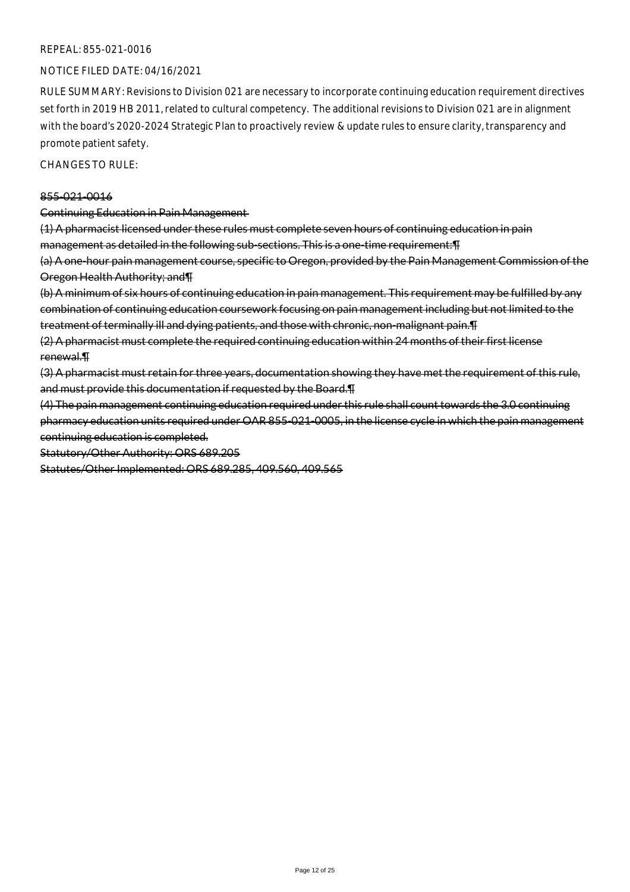REPEAL: 855-021-0016

NOTICE FILED DATE: 04/16/2021

RULE SUMMARY: Revisions to Division 021 are necessary to incorporate continuing education requirement directives set forth in 2019 HB 2011, related to cultural competency. The additional revisions to Division 021 are in alignment with the board's 2020-2024 Strategic Plan to proactively review & update rules to ensure clarity, transparency and promote patient safety.

CHANGES TO RULE:

~~855-021-0016~~

~~Continuing Education in Pain Management~~

~~(1) A pharmacist licensed under these rules must complete seven hours of continuing education in pain management as detailed in the following sub-sections. This is a one-time requirement:¶~~

~~(a) A one-hour pain management course, specific to Oregon, provided by the Pain Management Commission of the Oregon Health Authority; and¶~~

~~(b) A minimum of six hours of continuing education in pain management. This requirement may be fulfilled by any combination of continuing education coursework focusing on pain management including but not limited to the treatment of terminally ill and dying patients, and those with chronic, non-malignant pain.¶~~

~~(2) A pharmacist must complete the required continuing education within 24 months of their first license renewal.¶~~

~~(3) A pharmacist must retain for three years, documentation showing they have met the requirement of this rule, and must provide this documentation if requested by the Board.¶~~

~~(4) The pain management continuing education required under this rule shall count towards the 3.0 continuing pharmacy education units required under OAR 855-021-0005, in the license cycle in which the pain management continuing education is completed.~~

~~Statutory/Other Authority: ORS 689.205~~

~~Statutes/Other Implemented: ORS 689.285, 409.560, 409.565~~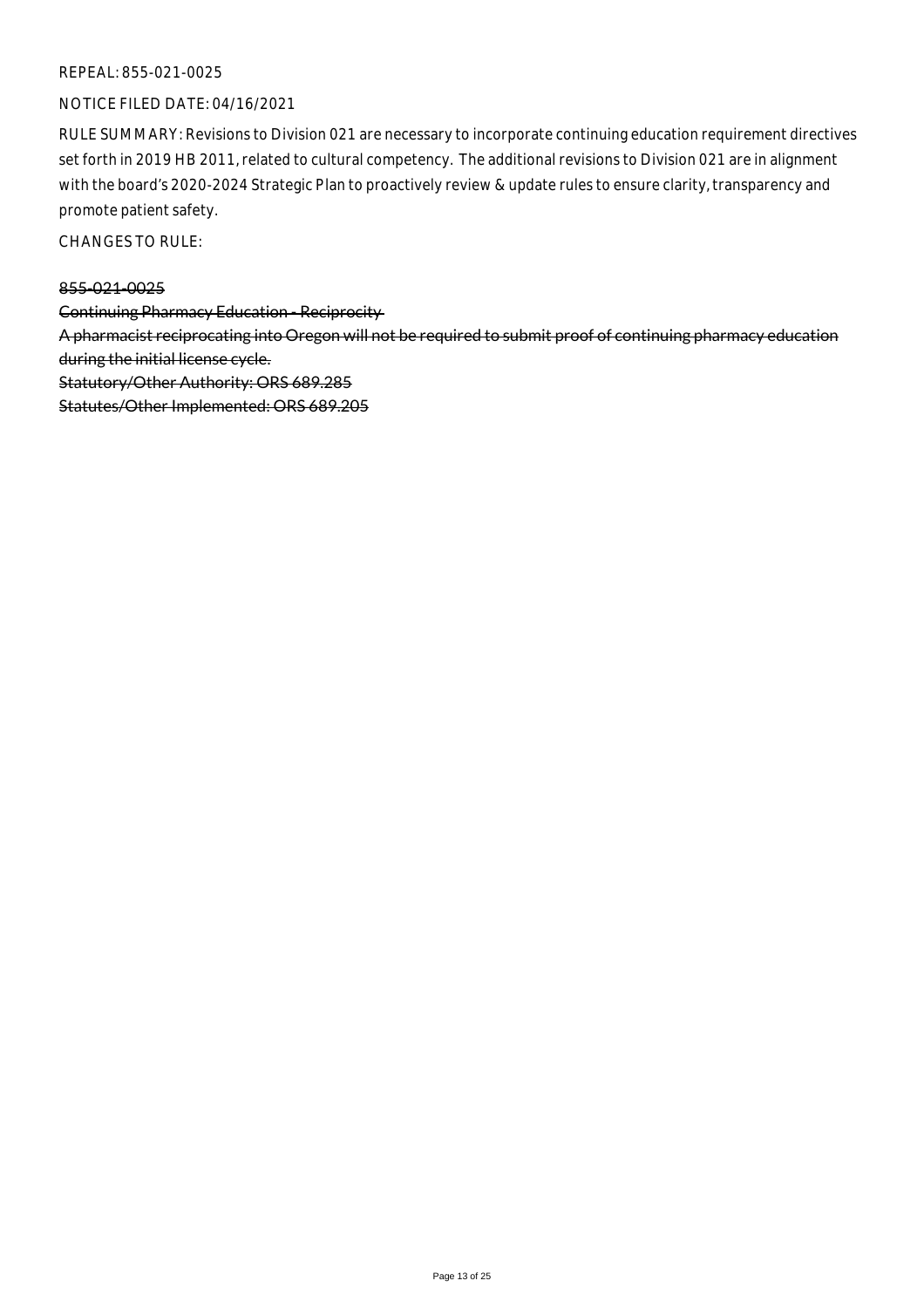REPEAL: 855-021-0025

NOTICE FILED DATE: 04/16/2021

RULE SUMMARY: Revisions to Division 021 are necessary to incorporate continuing education requirement directives set forth in 2019 HB 2011, related to cultural competency. The additional revisions to Division 021 are in alignment with the board's 2020-2024 Strategic Plan to proactively review & update rules to ensure clarity, transparency and promote patient safety.

CHANGES TO RULE:

~~855-021-0025~~

~~Continuing Pharmacy Education - Reciprocity~~

~~A pharmacist reciprocating into Oregon will not be required to submit proof of continuing pharmacy education during the initial license cycle.~~

~~Statutory/Other Authority: ORS 689.285~~

~~Statutes/Other Implemented: ORS 689.205~~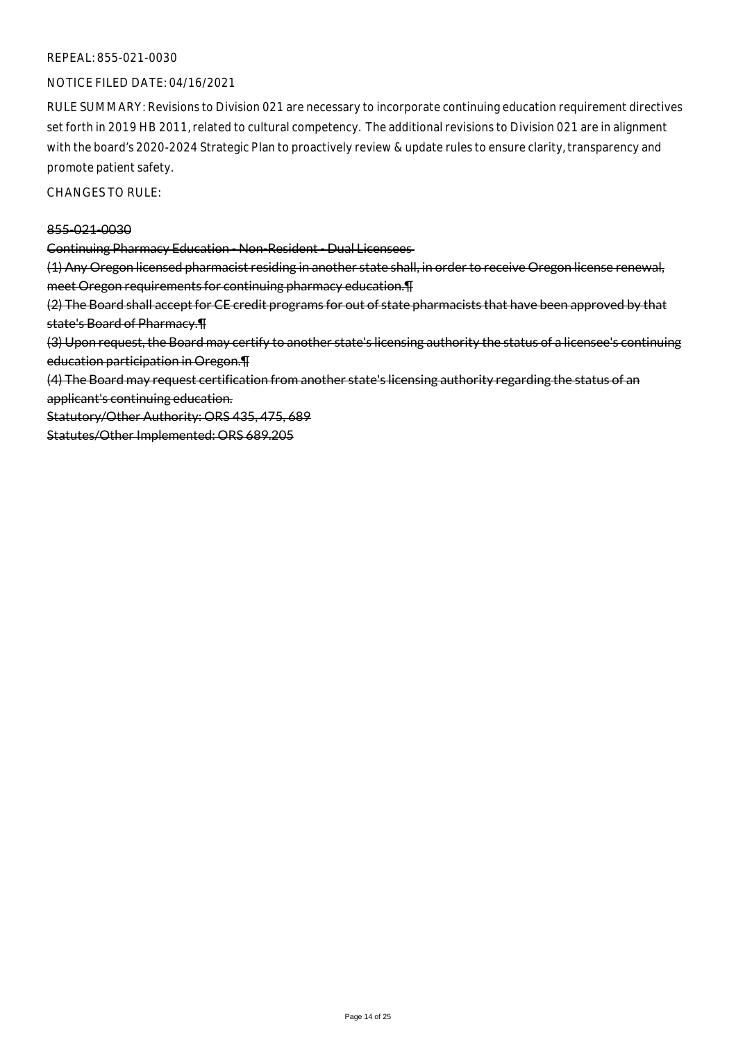REPEAL: 855-021-0030

NOTICE FILED DATE: 04/16/2021

RULE SUMMARY: Revisions to Division 021 are necessary to incorporate continuing education requirement directives set forth in 2019 HB 2011, related to cultural competency. The additional revisions to Division 021 are in alignment with the board's 2020-2024 Strategic Plan to proactively review & update rules to ensure clarity, transparency and promote patient safety.

CHANGES TO RULE:

~~855-021-0030~~

~~Continuing Pharmacy Education - Non-Resident - Dual Licensees~~

~~(1) Any Oregon licensed pharmacist residing in another state shall, in order to receive Oregon license renewal, meet Oregon requirements for continuing pharmacy education.¶~~

~~(2) The Board shall accept for CE credit programs for out of state pharmacists that have been approved by that state's Board of Pharmacy.¶~~

~~(3) Upon request, the Board may certify to another state's licensing authority the status of a licensee's continuing education participation in Oregon.¶~~

~~(4) The Board may request certification from another state's licensing authority regarding the status of an applicant's continuing education.~~

~~Statutory/Other Authority: ORS 435, 475, 689~~

~~Statutes/Other Implemented: ORS 689.205~~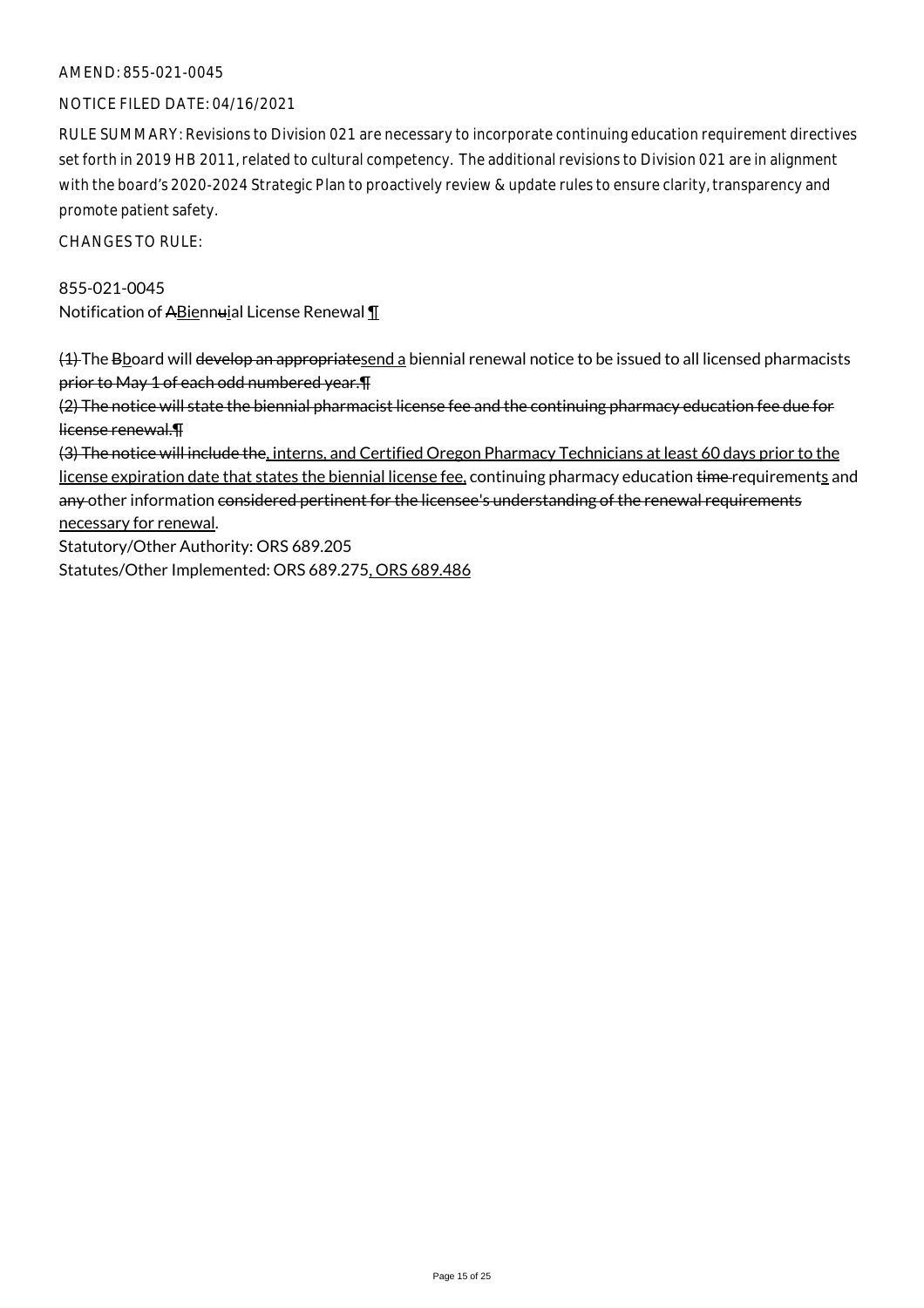AMEND: 855-021-0045

NOTICE FILED DATE: 04/16/2021

RULE SUMMARY: Revisions to Division 021 are necessary to incorporate continuing education requirement directives set forth in 2019 HB 2011, related to cultural competency. The additional revisions to Division 021 are in alignment with the board's 2020-2024 Strategic Plan to proactively review & update rules to ensure clarity, transparency and promote patient safety.

CHANGES TO RULE:

855-021-0045
Notification of ABiennuial License Renewal ¶

(1) The Bboard will develop an appropriatesend a biennial renewal notice to be issued to all licensed pharmacists prior to May 1 of each odd numbered year.¶
(2) The notice will state the biennial pharmacist license fee and the continuing pharmacy education fee due for license renewal.¶
(3) The notice will include the, interns, and Certified Oregon Pharmacy Technicians at least 60 days prior to the license expiration date that states the biennial license fee, continuing pharmacy education time requirements and any other information considered pertinent for the licensee's understanding of the renewal requirements necessary for renewal.

Statutory/Other Authority: ORS 689.205
Statutes/Other Implemented: ORS 689.275, ORS 689.486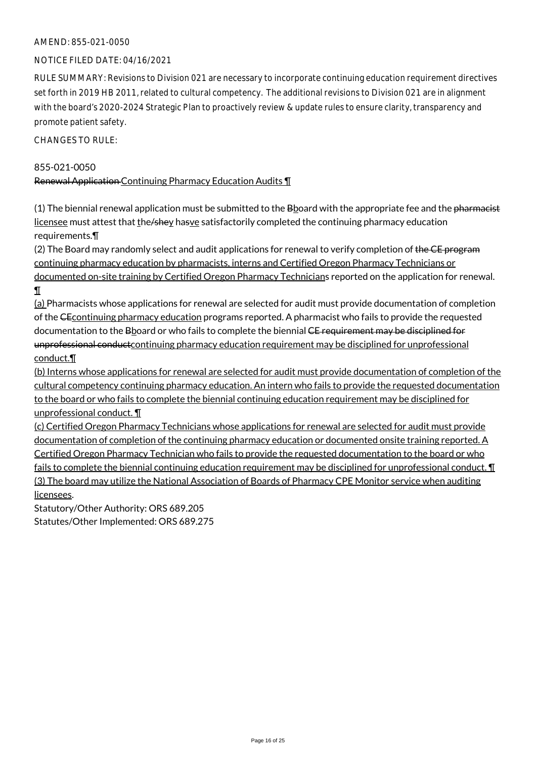AMEND: 855-021-0050

NOTICE FILED DATE: 04/16/2021

RULE SUMMARY: Revisions to Division 021 are necessary to incorporate continuing education requirement directives set forth in 2019 HB 2011, related to cultural competency. The additional revisions to Division 021 are in alignment with the board's 2020-2024 Strategic Plan to proactively review & update rules to ensure clarity, transparency and promote patient safety.

CHANGES TO RULE:

855-021-0050
~~Renewal Application~~ Continuing Pharmacy Education Audits ¶

(1) The biennial renewal application must be submitted to the ~~B~~board with the appropriate fee and the ~~pharmacist~~ licensee must attest that ~~the/she~~they ha~~s~~ve satisfactorily completed the continuing pharmacy education requirements.¶

(2) The Board may randomly select and audit applications for renewal to verify completion of ~~the CE program~~ continuing pharmacy education by pharmacists, interns and Certified Oregon Pharmacy Technicians or documented on-site training by Certified Oregon Pharmacy Technicians reported on the application for renewal. ¶

(a) Pharmacists whose applications for renewal are selected for audit must provide documentation of completion of the ~~CE~~continuing pharmacy education programs reported. A pharmacist who fails to provide the requested documentation to the ~~B~~board or who fails to complete the biennial ~~CE requirement may be disciplined for unprofessional conduct~~continuing pharmacy education requirement may be disciplined for unprofessional conduct.¶

(b) Interns whose applications for renewal are selected for audit must provide documentation of completion of the cultural competency continuing pharmacy education. An intern who fails to provide the requested documentation to the board or who fails to complete the biennial continuing education requirement may be disciplined for unprofessional conduct. ¶

(c) Certified Oregon Pharmacy Technicians whose applications for renewal are selected for audit must provide documentation of completion of the continuing pharmacy education or documented onsite training reported. A Certified Oregon Pharmacy Technician who fails to provide the requested documentation to the board or who fails to complete the biennial continuing education requirement may be disciplined for unprofessional conduct. ¶

(3) The board may utilize the National Association of Boards of Pharmacy CPE Monitor service when auditing licensees.

Statutory/Other Authority: ORS 689.205
Statutes/Other Implemented: ORS 689.275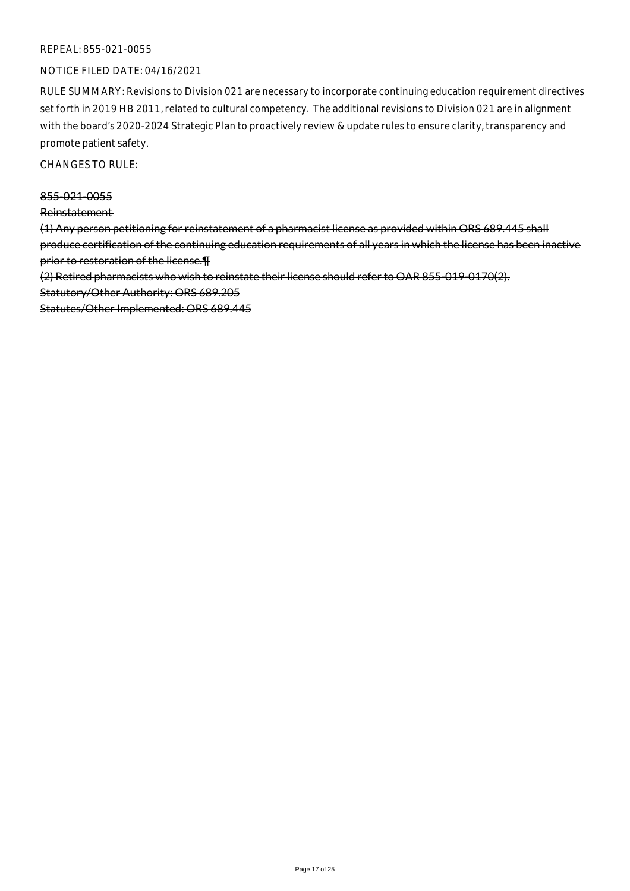REPEAL: 855-021-0055

NOTICE FILED DATE: 04/16/2021

RULE SUMMARY: Revisions to Division 021 are necessary to incorporate continuing education requirement directives set forth in 2019 HB 2011, related to cultural competency. The additional revisions to Division 021 are in alignment with the board's 2020-2024 Strategic Plan to proactively review & update rules to ensure clarity, transparency and promote patient safety.

CHANGES TO RULE:

~~855-021-0055~~

~~Reinstatement~~

~~(1) Any person petitioning for reinstatement of a pharmacist license as provided within ORS 689.445 shall produce certification of the continuing education requirements of all years in which the license has been inactive prior to restoration of the license.¶~~

~~(2) Retired pharmacists who wish to reinstate their license should refer to OAR 855-019-0170(2).~~

~~Statutory/Other Authority: ORS 689.205~~

~~Statutes/Other Implemented: ORS 689.445~~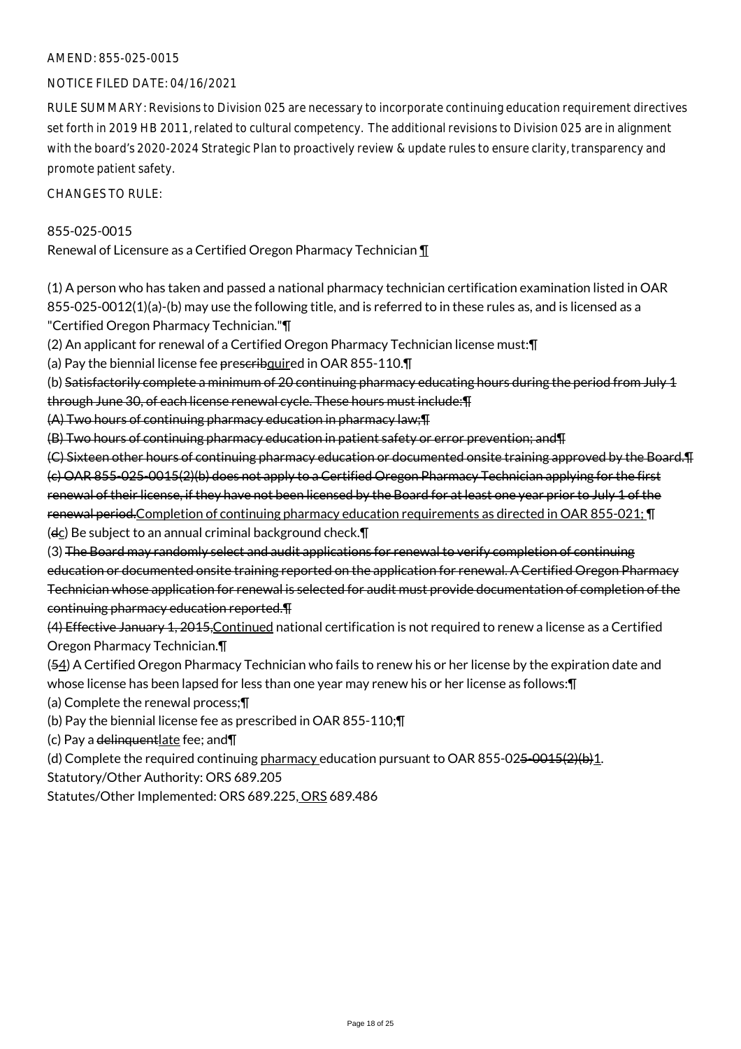AMEND: 855-025-0015

NOTICE FILED DATE: 04/16/2021

RULE SUMMARY: Revisions to Division 025 are necessary to incorporate continuing education requirement directives set forth in 2019 HB 2011, related to cultural competency. The additional revisions to Division 025 are in alignment with the board's 2020-2024 Strategic Plan to proactively review & update rules to ensure clarity, transparency and promote patient safety.

CHANGES TO RULE:

855-025-0015
Renewal of Licensure as a Certified Oregon Pharmacy Technician ¶

(1) A person who has taken and passed a national pharmacy technician certification examination listed in OAR 855-025-0012(1)(a)-(b) may use the following title, and is referred to in these rules as, and is licensed as a "Certified Oregon Pharmacy Technician."¶

(2) An applicant for renewal of a Certified Oregon Pharmacy Technician license must:¶

(a) Pay the biennial license fee ~~prescrib~~quired in OAR 855-110.¶

(b) ~~Satisfactorily complete a minimum of 20 continuing pharmacy educating hours during the period from July 1 through June 30, of each license renewal cycle. These hours must include:¶~~

~~(A) Two hours of continuing pharmacy education in pharmacy law;¶~~

~~(B) Two hours of continuing pharmacy education in patient safety or error prevention; and¶~~

~~(C) Sixteen other hours of continuing pharmacy education or documented onsite training approved by the Board.¶~~

~~(c) OAR 855-025-0015(2)(b) does not apply to a Certified Oregon Pharmacy Technician applying for the first renewal of their license, if they have not been licensed by the Board for at least one year prior to July 1 of the renewal period.~~Completion of continuing pharmacy education requirements as directed in OAR 855-021; ¶

(~~d~~c) Be subject to an annual criminal background check.¶

(3) ~~The Board may randomly select and audit applications for renewal to verify completion of continuing education or documented onsite training reported on the application for renewal. A Certified Oregon Pharmacy Technician whose application for renewal is selected for audit must provide documentation of completion of the continuing pharmacy education reported.¶~~

~~(4) Effective January 1, 2015,~~Continued national certification is not required to renew a license as a Certified Oregon Pharmacy Technician.¶

(~~5~~4) A Certified Oregon Pharmacy Technician who fails to renew his or her license by the expiration date and whose license has been lapsed for less than one year may renew his or her license as follows:¶

(a) Complete the renewal process;¶

(b) Pay the biennial license fee as prescribed in OAR 855-110;¶

(c) Pay a ~~delinquent~~late fee; and¶

(d) Complete the required continuing pharmacy education pursuant to OAR 855-02~~5-0015(2)(b)~~1.

Statutory/Other Authority: ORS 689.205

Statutes/Other Implemented: ORS 689.225, ORS 689.486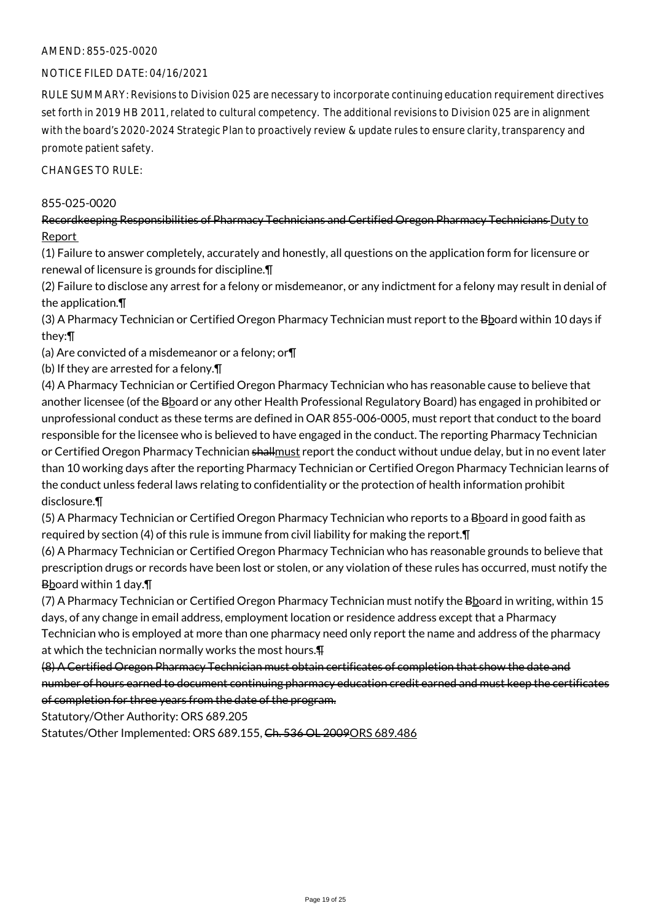AMEND: 855-025-0020

NOTICE FILED DATE: 04/16/2021

RULE SUMMARY: Revisions to Division 025 are necessary to incorporate continuing education requirement directives set forth in 2019 HB 2011, related to cultural competency. The additional revisions to Division 025 are in alignment with the board's 2020-2024 Strategic Plan to proactively review & update rules to ensure clarity, transparency and promote patient safety.

CHANGES TO RULE:

855-025-0020

~~Recordkeeping Responsibilities of Pharmacy Technicians and Certified Oregon Pharmacy Technicians~~ <u>Duty to Report</u>

(1) Failure to answer completely, accurately and honestly, all questions on the application form for licensure or renewal of licensure is grounds for discipline.¶

(2) Failure to disclose any arrest for a felony or misdemeanor, or any indictment for a felony may result in denial of the application.¶

(3) A Pharmacy Technician or Certified Oregon Pharmacy Technician must report to the ~~B~~<u>b</u>oard within 10 days if they:¶

(a) Are convicted of a misdemeanor or a felony; or¶

(b) If they are arrested for a felony.¶

(4) A Pharmacy Technician or Certified Oregon Pharmacy Technician who has reasonable cause to believe that another licensee (of the ~~B~~<u>b</u>oard or any other Health Professional Regulatory Board) has engaged in prohibited or unprofessional conduct as these terms are defined in OAR 855-006-0005, must report that conduct to the board responsible for the licensee who is believed to have engaged in the conduct. The reporting Pharmacy Technician or Certified Oregon Pharmacy Technician ~~shall~~<u>must</u> report the conduct without undue delay, but in no event later than 10 working days after the reporting Pharmacy Technician or Certified Oregon Pharmacy Technician learns of the conduct unless federal laws relating to confidentiality or the protection of health information prohibit disclosure.¶

(5) A Pharmacy Technician or Certified Oregon Pharmacy Technician who reports to a ~~B~~<u>b</u>oard in good faith as required by section (4) of this rule is immune from civil liability for making the report.¶

(6) A Pharmacy Technician or Certified Oregon Pharmacy Technician who has reasonable grounds to believe that prescription drugs or records have been lost or stolen, or any violation of these rules has occurred, must notify the ~~B~~<u>b</u>oard within 1 day.¶

(7) A Pharmacy Technician or Certified Oregon Pharmacy Technician must notify the ~~B~~<u>b</u>oard in writing, within 15 days, of any change in email address, employment location or residence address except that a Pharmacy Technician who is employed at more than one pharmacy need only report the name and address of the pharmacy at which the technician normally works the most hours.~~¶~~

~~(8) A Certified Oregon Pharmacy Technician must obtain certificates of completion that show the date and number of hours earned to document continuing pharmacy education credit earned and must keep the certificates of completion for three years from the date of the program.~~

Statutory/Other Authority: ORS 689.205

Statutes/Other Implemented: ORS 689.155, ~~Ch. 536 OL 2009~~<u>ORS 689.486</u>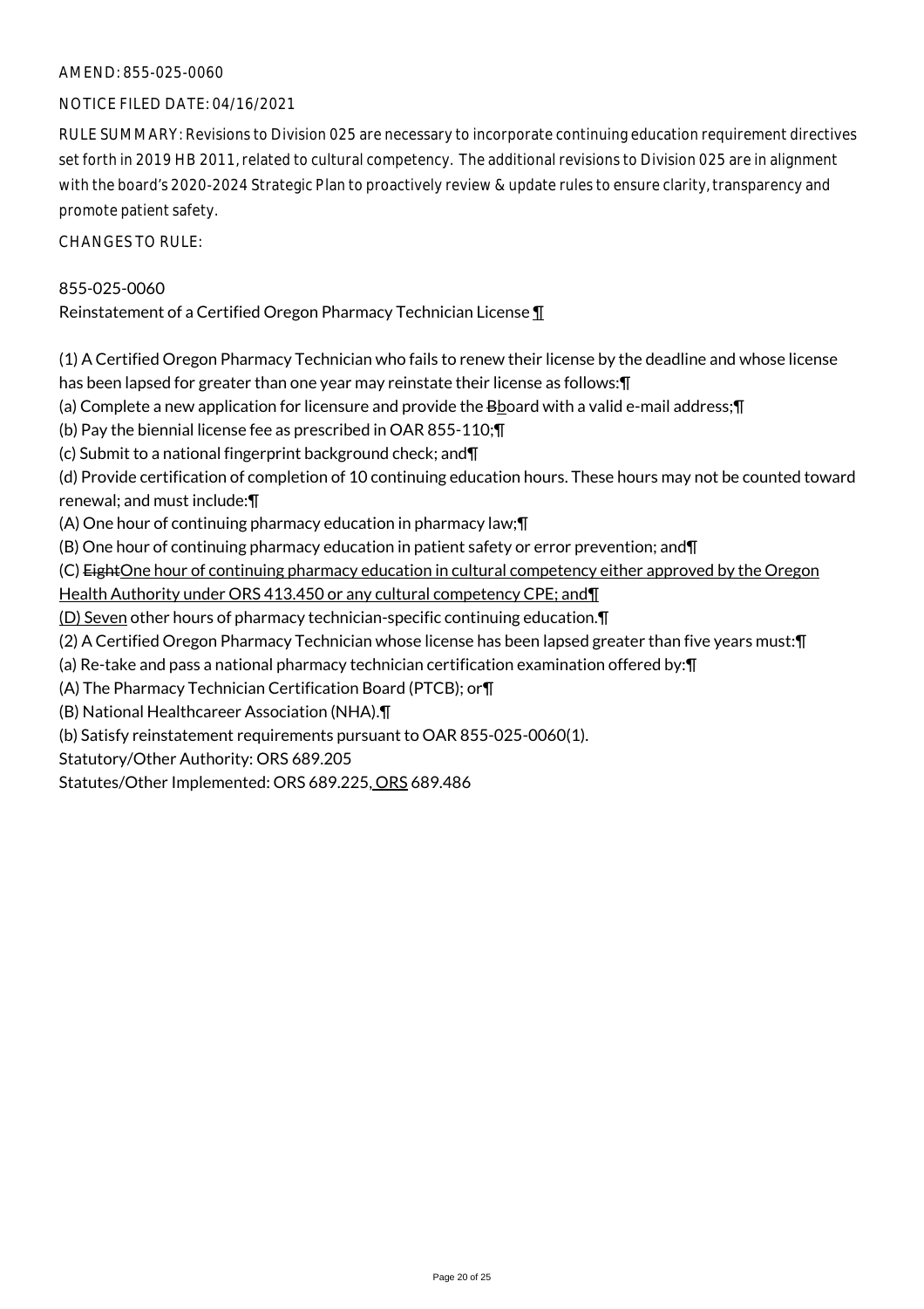AMEND: 855-025-0060

NOTICE FILED DATE: 04/16/2021

RULE SUMMARY: Revisions to Division 025 are necessary to incorporate continuing education requirement directives set forth in 2019 HB 2011, related to cultural competency. The additional revisions to Division 025 are in alignment with the board's 2020-2024 Strategic Plan to proactively review & update rules to ensure clarity, transparency and promote patient safety.

CHANGES TO RULE:

855-025-0060
Reinstatement of a Certified Oregon Pharmacy Technician License ¶

(1) A Certified Oregon Pharmacy Technician who fails to renew their license by the deadline and whose license has been lapsed for greater than one year may reinstate their license as follows:¶
(a) Complete a new application for licensure and provide the ~~B~~board with a valid e-mail address;¶
(b) Pay the biennial license fee as prescribed in OAR 855-110;¶
(c) Submit to a national fingerprint background check; and¶
(d) Provide certification of completion of 10 continuing education hours. These hours may not be counted toward renewal; and must include:¶
(A) One hour of continuing pharmacy education in pharmacy law;¶
(B) One hour of continuing pharmacy education in patient safety or error prevention; and¶
(C) ~~Eight~~One hour of continuing pharmacy education in cultural competency either approved by the Oregon Health Authority under ORS 413.450 or any cultural competency CPE; and¶
(D) Seven other hours of pharmacy technician-specific continuing education.¶
(2) A Certified Oregon Pharmacy Technician whose license has been lapsed greater than five years must:¶
(a) Re-take and pass a national pharmacy technician certification examination offered by:¶
(A) The Pharmacy Technician Certification Board (PTCB); or¶
(B) National Healthcareer Association (NHA).¶
(b) Satisfy reinstatement requirements pursuant to OAR 855-025-0060(1).
Statutory/Other Authority: ORS 689.205
Statutes/Other Implemented: ORS 689.225, ORS 689.486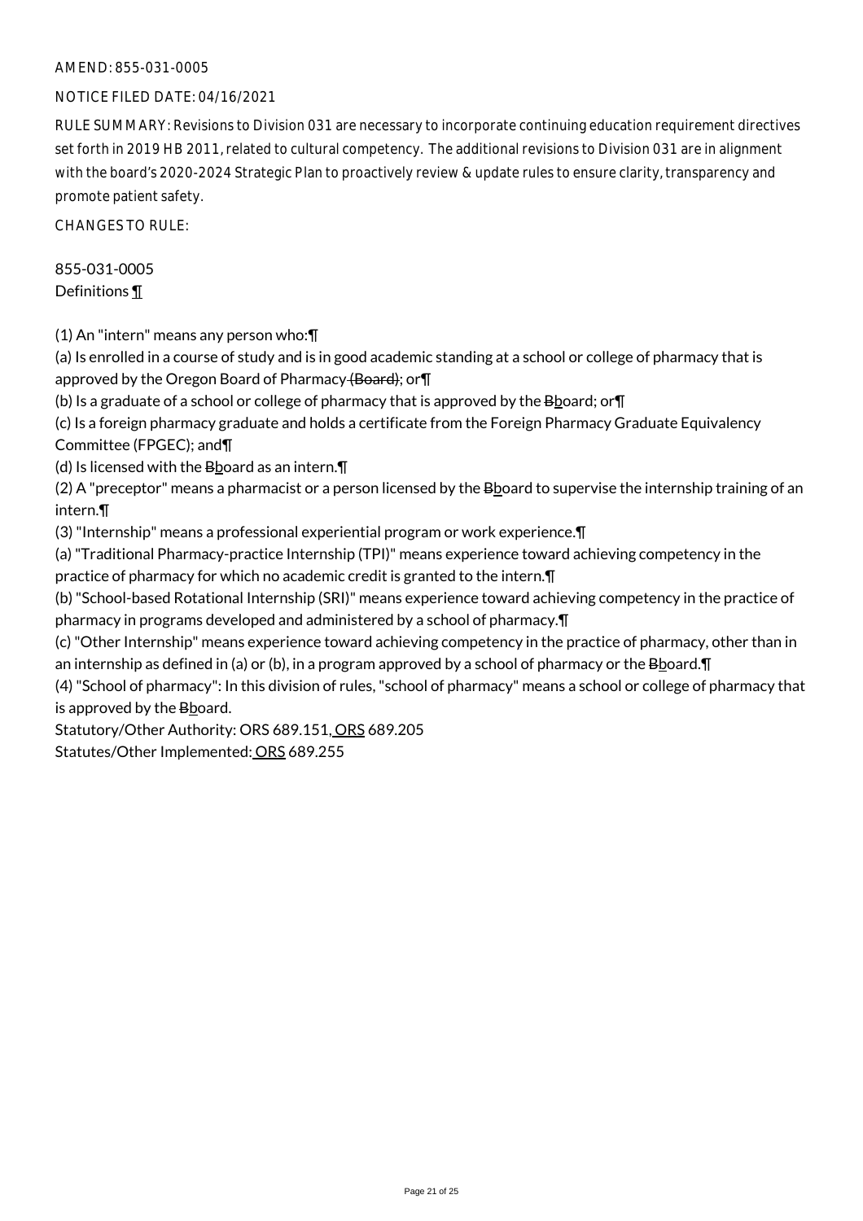AMEND: 855-031-0005

NOTICE FILED DATE: 04/16/2021

RULE SUMMARY: Revisions to Division 031 are necessary to incorporate continuing education requirement directives set forth in 2019 HB 2011, related to cultural competency. The additional revisions to Division 031 are in alignment with the board's 2020-2024 Strategic Plan to proactively review & update rules to ensure clarity, transparency and promote patient safety.

CHANGES TO RULE:

855-031-0005
Definitions ¶

(1) An "intern" means any person who:¶
(a) Is enrolled in a course of study and is in good academic standing at a school or college of pharmacy that is approved by the Oregon Board of Pharmacy ~~(Board)~~; or¶
(b) Is a graduate of a school or college of pharmacy that is approved by the ~~B~~board; or¶
(c) Is a foreign pharmacy graduate and holds a certificate from the Foreign Pharmacy Graduate Equivalency Committee (FPGEC); and¶
(d) Is licensed with the ~~B~~board as an intern.¶
(2) A "preceptor" means a pharmacist or a person licensed by the ~~B~~board to supervise the internship training of an intern.¶
(3) "Internship" means a professional experiential program or work experience.¶
(a) "Traditional Pharmacy-practice Internship (TPI)" means experience toward achieving competency in the practice of pharmacy for which no academic credit is granted to the intern.¶
(b) "School-based Rotational Internship (SRI)" means experience toward achieving competency in the practice of pharmacy in programs developed and administered by a school of pharmacy.¶
(c) "Other Internship" means experience toward achieving competency in the practice of pharmacy, other than in an internship as defined in (a) or (b), in a program approved by a school of pharmacy or the ~~B~~board.¶
(4) "School of pharmacy": In this division of rules, "school of pharmacy" means a school or college of pharmacy that is approved by the ~~B~~board.

Statutory/Other Authority: ORS 689.151, ORS 689.205
Statutes/Other Implemented: ORS 689.255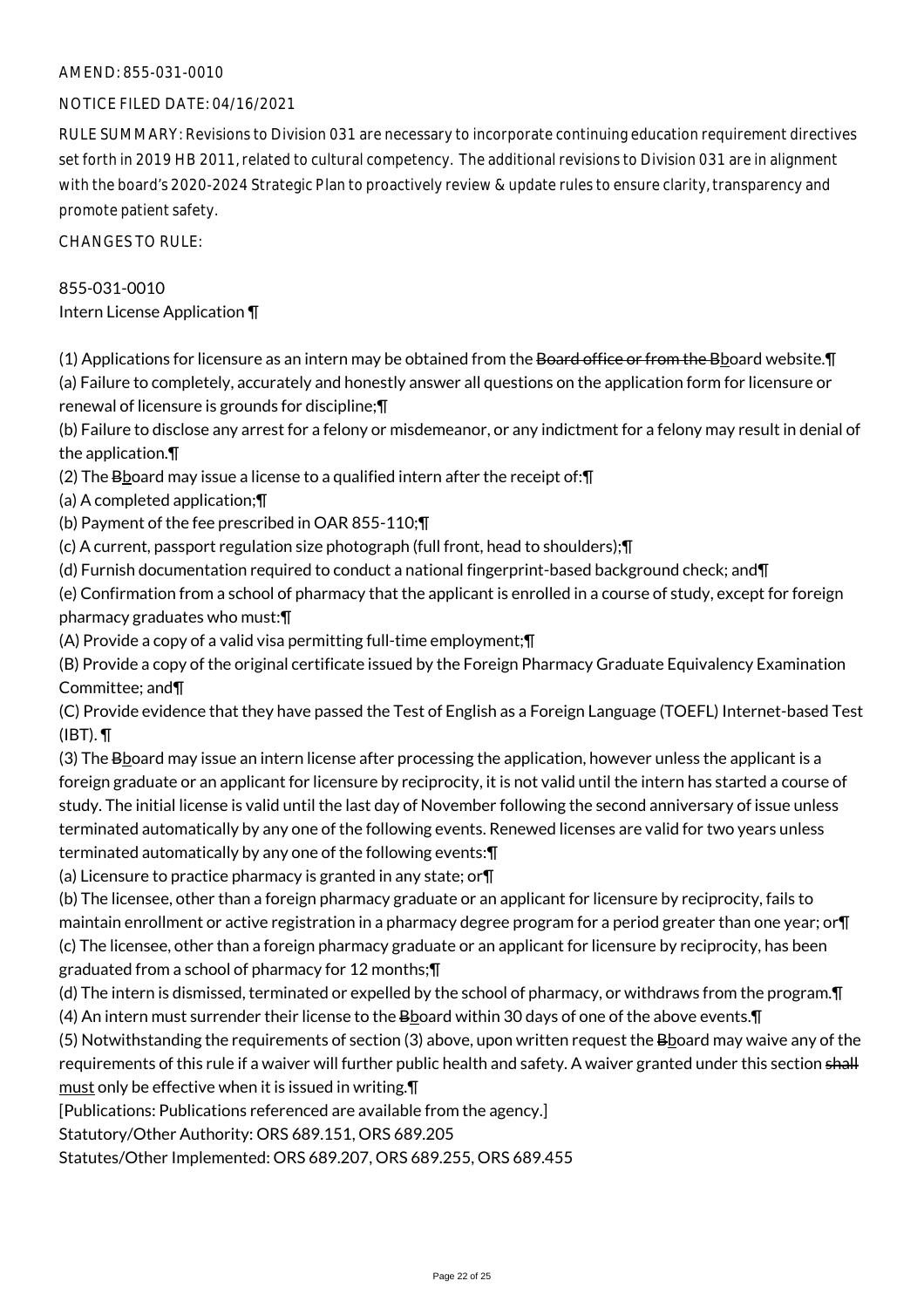AMEND: 855-031-0010

NOTICE FILED DATE: 04/16/2021

RULE SUMMARY: Revisions to Division 031 are necessary to incorporate continuing education requirement directives set forth in 2019 HB 2011, related to cultural competency. The additional revisions to Division 031 are in alignment with the board's 2020-2024 Strategic Plan to proactively review & update rules to ensure clarity, transparency and promote patient safety.

CHANGES TO RULE:

855-031-0010
Intern License Application ¶

(1) Applications for licensure as an intern may be obtained from the ~~Board office or from the B~~board website.¶
(a) Failure to completely, accurately and honestly answer all questions on the application form for licensure or renewal of licensure is grounds for discipline;¶
(b) Failure to disclose any arrest for a felony or misdemeanor, or any indictment for a felony may result in denial of the application.¶
(2) The ~~B~~board may issue a license to a qualified intern after the receipt of:¶
(a) A completed application;¶
(b) Payment of the fee prescribed in OAR 855-110;¶
(c) A current, passport regulation size photograph (full front, head to shoulders);¶
(d) Furnish documentation required to conduct a national fingerprint-based background check; and¶
(e) Confirmation from a school of pharmacy that the applicant is enrolled in a course of study, except for foreign pharmacy graduates who must:¶
(A) Provide a copy of a valid visa permitting full-time employment;¶
(B) Provide a copy of the original certificate issued by the Foreign Pharmacy Graduate Equivalency Examination Committee; and¶
(C) Provide evidence that they have passed the Test of English as a Foreign Language (TOEFL) Internet-based Test (IBT). ¶
(3) The ~~B~~board may issue an intern license after processing the application, however unless the applicant is a foreign graduate or an applicant for licensure by reciprocity, it is not valid until the intern has started a course of study. The initial license is valid until the last day of November following the second anniversary of issue unless terminated automatically by any one of the following events. Renewed licenses are valid for two years unless terminated automatically by any one of the following events:¶
(a) Licensure to practice pharmacy is granted in any state; or¶
(b) The licensee, other than a foreign pharmacy graduate or an applicant for licensure by reciprocity, fails to maintain enrollment or active registration in a pharmacy degree program for a period greater than one year; or¶
(c) The licensee, other than a foreign pharmacy graduate or an applicant for licensure by reciprocity, has been graduated from a school of pharmacy for 12 months;¶
(d) The intern is dismissed, terminated or expelled by the school of pharmacy, or withdraws from the program.¶
(4) An intern must surrender their license to the ~~B~~board within 30 days of one of the above events.¶
(5) Notwithstanding the requirements of section (3) above, upon written request the ~~B~~board may waive any of the requirements of this rule if a waiver will further public health and safety. A waiver granted under this section ~~shall~~ must only be effective when it is issued in writing.¶
[Publications: Publications referenced are available from the agency.]
Statutory/Other Authority: ORS 689.151, ORS 689.205
Statutes/Other Implemented: ORS 689.207, ORS 689.255, ORS 689.455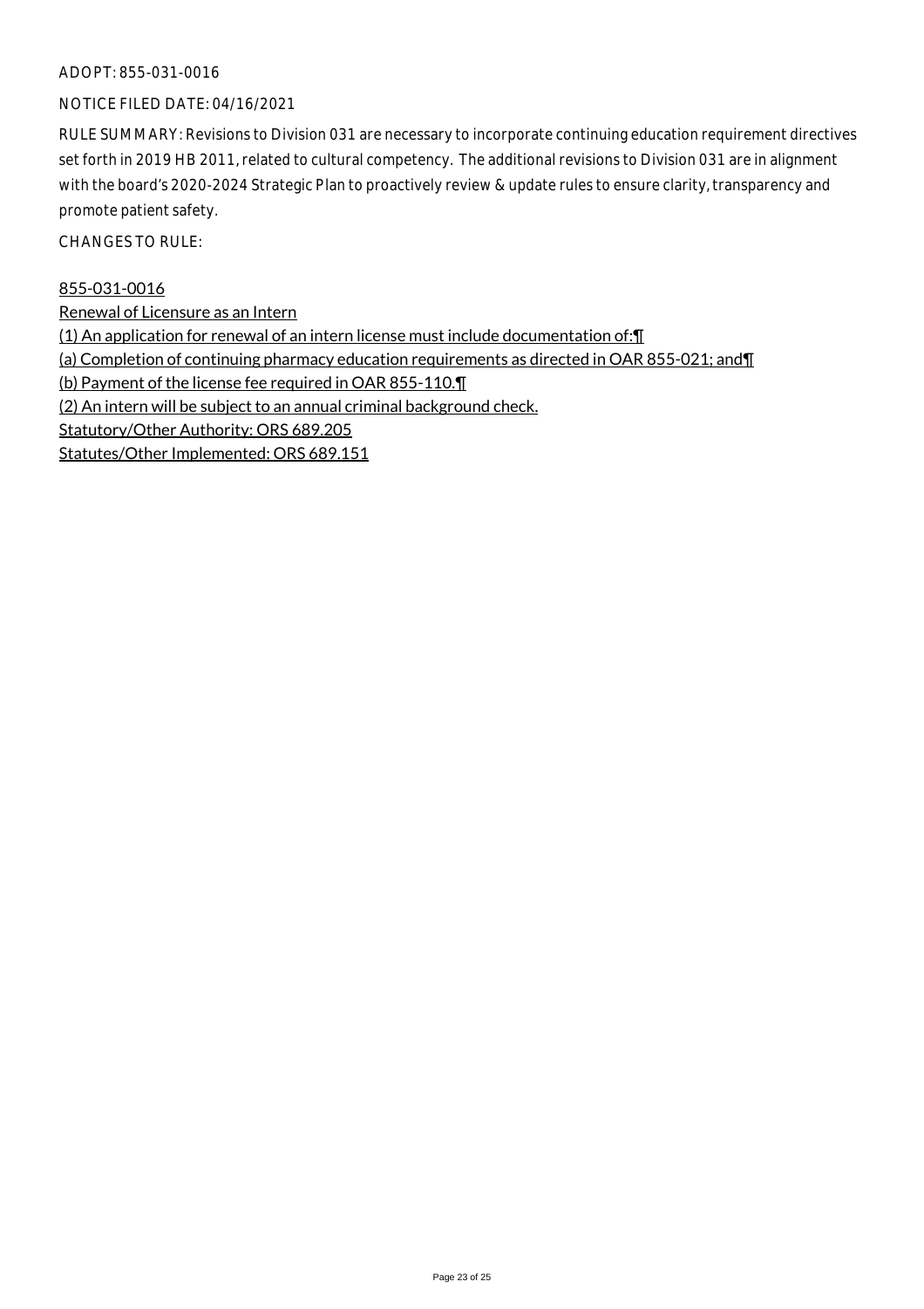ADOPT: 855-031-0016

NOTICE FILED DATE: 04/16/2021

RULE SUMMARY: Revisions to Division 031 are necessary to incorporate continuing education requirement directives set forth in 2019 HB 2011, related to cultural competency. The additional revisions to Division 031 are in alignment with the board's 2020-2024 Strategic Plan to proactively review & update rules to ensure clarity, transparency and promote patient safety.

CHANGES TO RULE:

855-031-0016

Renewal of Licensure as an Intern

(1) An application for renewal of an intern license must include documentation of:¶

(a) Completion of continuing pharmacy education requirements as directed in OAR 855-021; and¶

(b) Payment of the license fee required in OAR 855-110.¶

(2) An intern will be subject to an annual criminal background check.

Statutory/Other Authority: ORS 689.205

Statutes/Other Implemented: ORS 689.151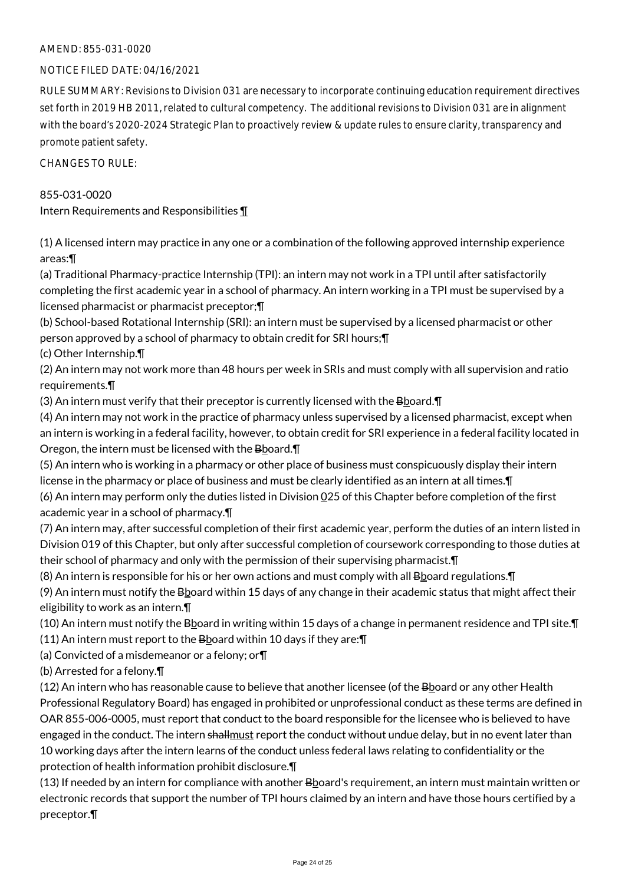AMEND: 855-031-0020

NOTICE FILED DATE: 04/16/2021

RULE SUMMARY: Revisions to Division 031 are necessary to incorporate continuing education requirement directives set forth in 2019 HB 2011, related to cultural competency. The additional revisions to Division 031 are in alignment with the board's 2020-2024 Strategic Plan to proactively review & update rules to ensure clarity, transparency and promote patient safety.

CHANGES TO RULE:

855-031-0020
Intern Requirements and Responsibilities ¶

(1) A licensed intern may practice in any one or a combination of the following approved internship experience areas:¶
(a) Traditional Pharmacy-practice Internship (TPI): an intern may not work in a TPI until after satisfactorily completing the first academic year in a school of pharmacy. An intern working in a TPI must be supervised by a licensed pharmacist or pharmacist preceptor;¶
(b) School-based Rotational Internship (SRI): an intern must be supervised by a licensed pharmacist or other person approved by a school of pharmacy to obtain credit for SRI hours;¶
(c) Other Internship.¶
(2) An intern may not work more than 48 hours per week in SRIs and must comply with all supervision and ratio requirements.¶
(3) An intern must verify that their preceptor is currently licensed with the ~~B~~board.¶
(4) An intern may not work in the practice of pharmacy unless supervised by a licensed pharmacist, except when an intern is working in a federal facility, however, to obtain credit for SRI experience in a federal facility located in Oregon, the intern must be licensed with the ~~B~~board.¶
(5) An intern who is working in a pharmacy or other place of business must conspicuously display their intern license in the pharmacy or place of business and must be clearly identified as an intern at all times.¶
(6) An intern may perform only the duties listed in Division 025 of this Chapter before completion of the first academic year in a school of pharmacy.¶
(7) An intern may, after successful completion of their first academic year, perform the duties of an intern listed in Division 019 of this Chapter, but only after successful completion of coursework corresponding to those duties at their school of pharmacy and only with the permission of their supervising pharmacist.¶
(8) An intern is responsible for his or her own actions and must comply with all ~~B~~board regulations.¶
(9) An intern must notify the ~~B~~board within 15 days of any change in their academic status that might affect their eligibility to work as an intern.¶
(10) An intern must notify the ~~B~~board in writing within 15 days of a change in permanent residence and TPI site.¶
(11) An intern must report to the ~~B~~board within 10 days if they are:¶
(a) Convicted of a misdemeanor or a felony; or¶
(b) Arrested for a felony.¶
(12) An intern who has reasonable cause to believe that another licensee (of the ~~B~~board or any other Health Professional Regulatory Board) has engaged in prohibited or unprofessional conduct as these terms are defined in OAR 855-006-0005, must report that conduct to the board responsible for the licensee who is believed to have engaged in the conduct. The intern ~~shall~~must report the conduct without undue delay, but in no event later than 10 working days after the intern learns of the conduct unless federal laws relating to confidentiality or the protection of health information prohibit disclosure.¶
(13) If needed by an intern for compliance with another ~~B~~board's requirement, an intern must maintain written or electronic records that support the number of TPI hours claimed by an intern and have those hours certified by a preceptor.¶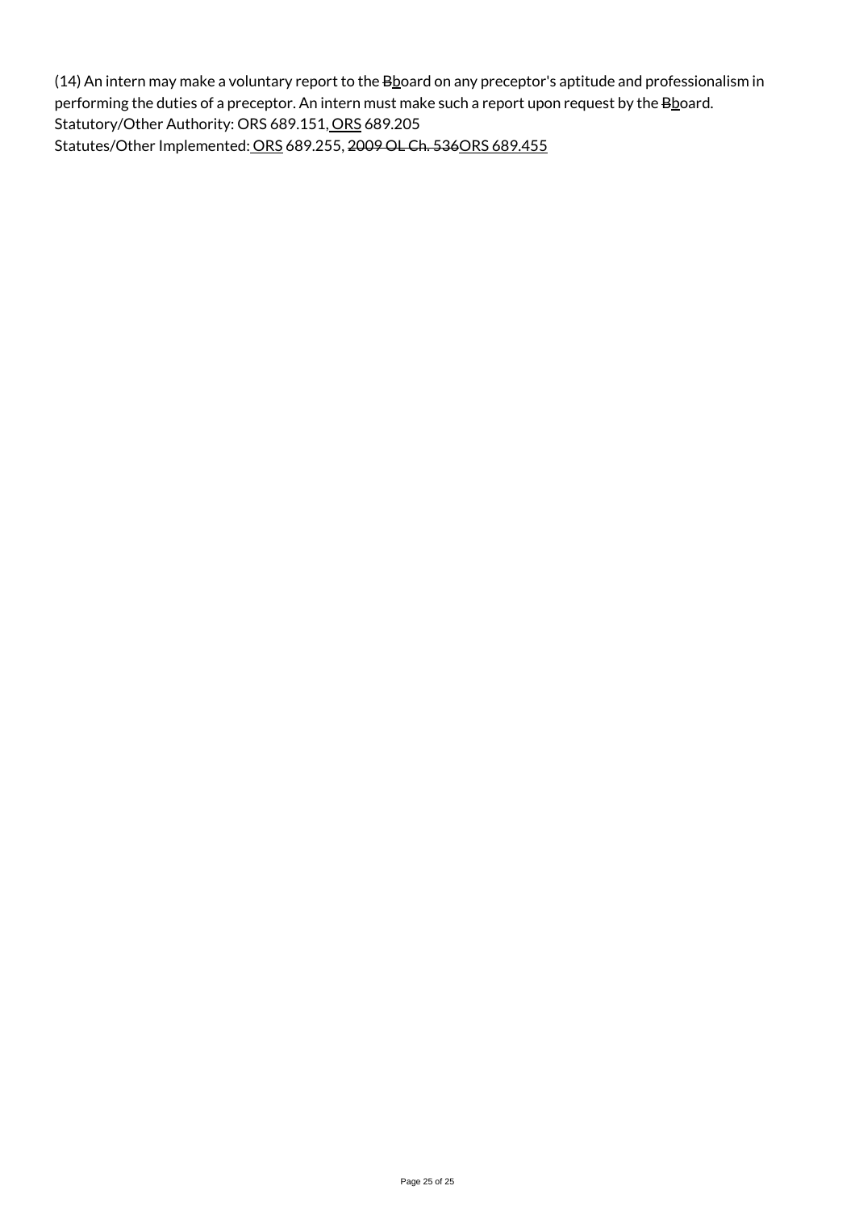(14) An intern may make a voluntary report to the ~~B~~<u>b</u>oard on any preceptor's aptitude and professionalism in performing the duties of a preceptor. An intern must make such a report upon request by the ~~B~~<u>b</u>oard.
Statutory/Other Authority: ORS 689.151<u>, ORS</u> 689.205
Statutes/Other Implemented:<u> ORS</u> 689.255, ~~2009 OL Ch. 536~~<u>ORS 689.455</u>